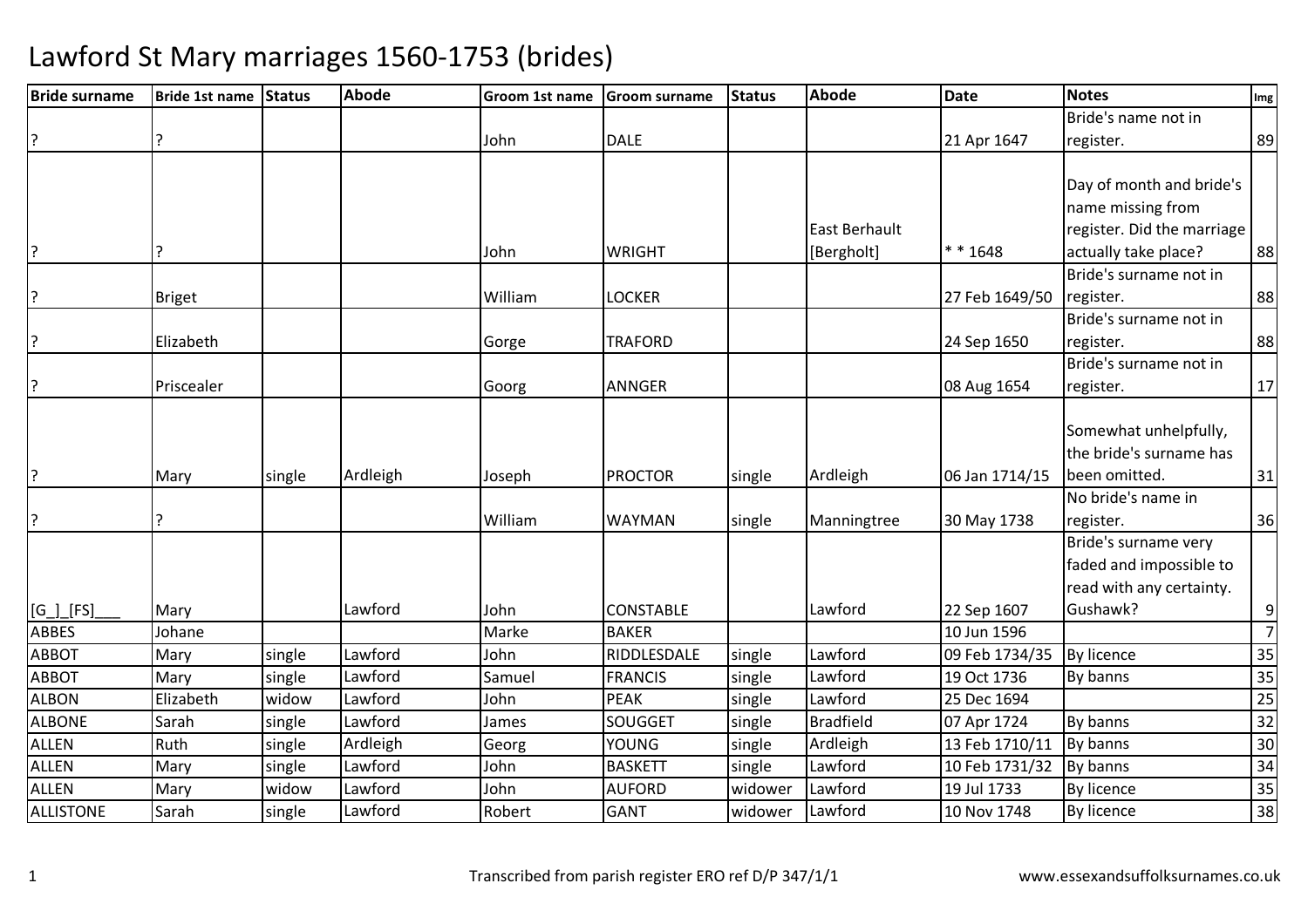# Lawford St Mary marriages 1560-1753 (brides)

| Bride surname | Bride 1st name | Status | Abode | Groom 1st name | Groom surname | Status | Abode | Date | Notes | Img |
|---|---|---|---|---|---|---|---|---|---|---|
| ? | ? | | | John | DALE | | | 21 Apr 1647 | Bride's name not in register. | 89 |
| ? | ? | | | John | WRIGHT | | East Berhault [Bergholt] | * * 1648 | Day of month and bride's name missing from register. Did the marriage actually take place? | 88 |
| ? | Briget | | | William | LOCKER | | | 27 Feb 1649/50 | Bride's surname not in register. | 88 |
| ? | Elizabeth | | | Gorge | TRAFORD | | | 24 Sep 1650 | Bride's surname not in register. | 88 |
| ? | Priscealer | | | Goorg | ANNGER | | | 08 Aug 1654 | Bride's surname not in register. | 17 |
| ? | Mary | single | Ardleigh | Joseph | PROCTOR | single | Ardleigh | 06 Jan 1714/15 | Somewhat unhelpfully, the bride's surname has been omitted. | 31 |
| ? | ? | | | William | WAYMAN | single | Manningtree | 30 May 1738 | No bride's name in register. | 36 |
| [G_]_[FS]___ | Mary | | Lawford | John | CONSTABLE | | Lawford | 22 Sep 1607 | Bride's surname very faded and impossible to read with any certainty. Gushawk? | 9 |
| ABBES | Johane | | | Marke | BAKER | | | 10 Jun 1596 | | 7 |
| ABBOT | Mary | single | Lawford | John | RIDDLESDALE | single | Lawford | 09 Feb 1734/35 | By licence | 35 |
| ABBOT | Mary | single | Lawford | Samuel | FRANCIS | single | Lawford | 19 Oct 1736 | By banns | 35 |
| ALBON | Elizabeth | widow | Lawford | John | PEAK | single | Lawford | 25 Dec 1694 | | 25 |
| ALBONE | Sarah | single | Lawford | James | SOUGGET | single | Bradfield | 07 Apr 1724 | By banns | 32 |
| ALLEN | Ruth | single | Ardleigh | Georg | YOUNG | single | Ardleigh | 13 Feb 1710/11 | By banns | 30 |
| ALLEN | Mary | single | Lawford | John | BASKETT | single | Lawford | 10 Feb 1731/32 | By banns | 34 |
| ALLEN | Mary | widow | Lawford | John | AUFORD | widower | Lawford | 19 Jul 1733 | By licence | 35 |
| ALLISTONE | Sarah | single | Lawford | Robert | GANT | widower | Lawford | 10 Nov 1748 | By licence | 38 |

Transcribed from parish register ERO ref D/P 347/1/1 www.essexandsuffolksurnames.co.uk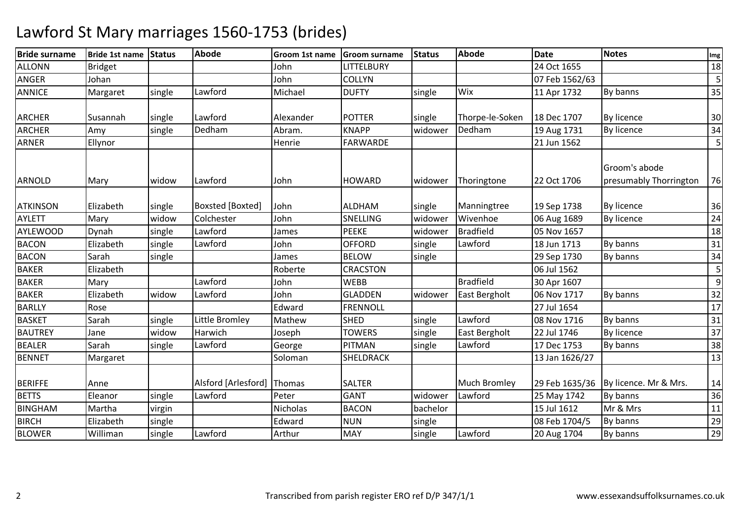# Lawford St Mary marriages 1560-1753 (brides)

| Bride surname | Bride 1st name | Status | Abode | Groom 1st name | Groom surname | Status | Abode | Date | Notes | Img |
|---|---|---|---|---|---|---|---|---|---|---|
| ALLONN | Bridget | | | John | LITTELBURY | | | 24 Oct 1655 | | 18 |
| ANGER | Johan | | | John | COLLYN | | | 07 Feb 1562/63 | | 5 |
| ANNICE | Margaret | single | Lawford | Michael | DUFTY | single | Wix | 11 Apr 1732 | By banns | 35 |
| ARCHER | Susannah | single | Lawford | Alexander | POTTER | single | Thorpe-le-Soken | 18 Dec 1707 | By licence | 30 |
| ARCHER | Amy | single | Dedham | Abram. | KNAPP | widower | Dedham | 19 Aug 1731 | By licence | 34 |
| ARNER | Ellynor | | | Henrie | FARWARDE | | | 21 Jun 1562 | | 5 |
| ARNOLD | Mary | widow | Lawford | John | HOWARD | widower | Thoringtone | 22 Oct 1706 | Groom's abode presumably Thorrington | 76 |
| ATKINSON | Elizabeth | single | Boxsted [Boxted] | John | ALDHAM | single | Manningtree | 19 Sep 1738 | By licence | 36 |
| AYLETT | Mary | widow | Colchester | John | SNELLING | widower | Wivenhoe | 06 Aug 1689 | By licence | 24 |
| AYLEWOOD | Dynah | single | Lawford | James | PEEKE | widower | Bradfield | 05 Nov 1657 | | 18 |
| BACON | Elizabeth | single | Lawford | John | OFFORD | single | Lawford | 18 Jun 1713 | By banns | 31 |
| BACON | Sarah | single | | James | BELOW | single | | 29 Sep 1730 | By banns | 34 |
| BAKER | Elizabeth | | | Roberte | CRACSTON | | | 06 Jul 1562 | | 5 |
| BAKER | Mary | | Lawford | John | WEBB | | Bradfield | 30 Apr 1607 | | 9 |
| BAKER | Elizabeth | widow | Lawford | John | GLADDEN | widower | East Bergholt | 06 Nov 1717 | By banns | 32 |
| BARLLY | Rose | | | Edward | FRENNOLL | | | 27 Jul 1654 | | 17 |
| BASKET | Sarah | single | Little Bromley | Mathew | SHED | single | Lawford | 08 Nov 1716 | By banns | 31 |
| BAUTREY | Jane | widow | Harwich | Joseph | TOWERS | single | East Bergholt | 22 Jul 1746 | By licence | 37 |
| BEALER | Sarah | single | Lawford | George | PITMAN | single | Lawford | 17 Dec 1753 | By banns | 38 |
| BENNET | Margaret | | | Soloman | SHELDRACK | | | 13 Jan 1626/27 | | 13 |
| BERIFFE | Anne | | Alsford [Arlesford] | Thomas | SALTER | | Much Bromley | 29 Feb 1635/36 | By licence. Mr & Mrs. | 14 |
| BETTS | Eleanor | single | Lawford | Peter | GANT | widower | Lawford | 25 May 1742 | By banns | 36 |
| BINGHAM | Martha | virgin | | Nicholas | BACON | bachelor | | 15 Jul 1612 | Mr & Mrs | 11 |
| BIRCH | Elizabeth | single | | Edward | NUN | single | | 08 Feb 1704/5 | By banns | 29 |
| BLOWER | Williman | single | Lawford | Arthur | MAY | single | Lawford | 20 Aug 1704 | By banns | 29 |

Transcribed from parish register ERO ref D/P 347/1/1

www.essexandsuffolksurnames.co.uk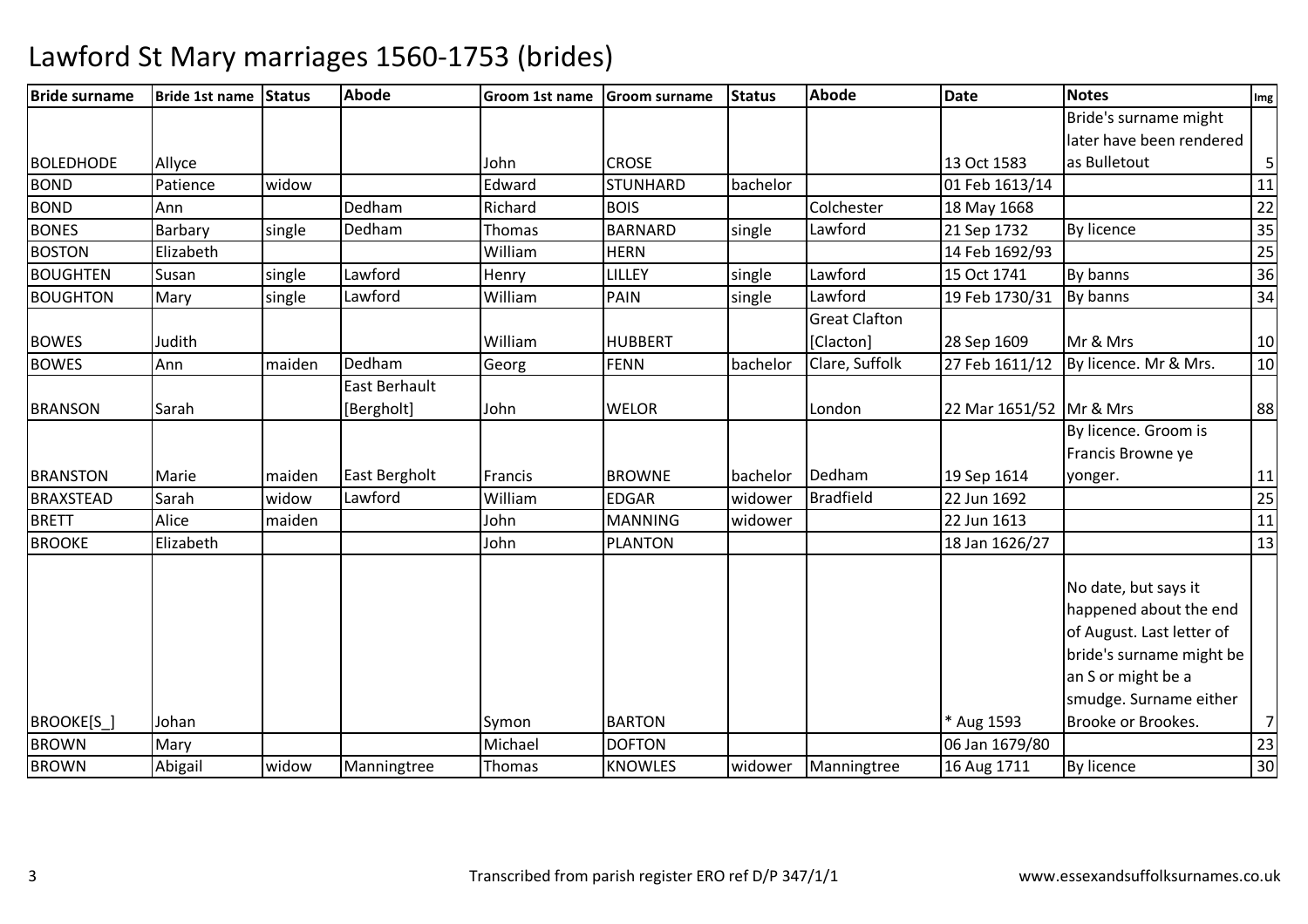# Lawford St Mary marriages 1560-1753 (brides)

| Bride surname | Bride 1st name | Status | Abode | Groom 1st name | Groom surname | Status | Abode | Date | Notes | Img |
|---|---|---|---|---|---|---|---|---|---|---|
| BOLEDHODE | Allyce | | | John | CROSE | | | 13 Oct 1583 | Bride's surname might later have been rendered as Bulletout | 5 |
| BOND | Patience | widow | | Edward | STUNHARD | bachelor | | 01 Feb 1613/14 | | 11 |
| BOND | Ann | | Dedham | Richard | BOIS | | Colchester | 18 May 1668 | | 22 |
| BONES | Barbary | single | Dedham | Thomas | BARNARD | single | Lawford | 21 Sep 1732 | By licence | 35 |
| BOSTON | Elizabeth | | | William | HERN | | | 14 Feb 1692/93 | | 25 |
| BOUGHTEN | Susan | single | Lawford | Henry | LILLEY | single | Lawford | 15 Oct 1741 | By banns | 36 |
| BOUGHTON | Mary | single | Lawford | William | PAIN | single | Lawford | 19 Feb 1730/31 | By banns | 34 |
| BOWES | Judith | | | William | HUBBERT | | Great Clafton [Clacton] | 28 Sep 1609 | Mr & Mrs | 10 |
| BOWES | Ann | maiden | Dedham | Georg | FENN | bachelor | Clare, Suffolk | 27 Feb 1611/12 | By licence. Mr & Mrs. | 10 |
| BRANSON | Sarah | | East Berhault [Bergholt] | John | WELOR | | London | 22 Mar 1651/52 | Mr & Mrs | 88 |
| BRANSTON | Marie | maiden | East Bergholt | Francis | BROWNE | bachelor | Dedham | 19 Sep 1614 | By licence. Groom is Francis Browne ye yonger. | 11 |
| BRAXSTEAD | Sarah | widow | Lawford | William | EDGAR | widower | Bradfield | 22 Jun 1692 | | 25 |
| BRETT | Alice | maiden | | John | MANNING | widower | | 22 Jun 1613 | | 11 |
| BROOKE | Elizabeth | | | John | PLANTON | | | 18 Jan 1626/27 | | 13 |
| BROOKE[S_] | Johan | | | Symon | BARTON | | | * Aug 1593 | No date, but says it happened about the end of August. Last letter of bride's surname might be an S or might be a smudge. Surname either Brooke or Brookes. | 7 |
| BROWN | Mary | | | Michael | DOFTON | | | 06 Jan 1679/80 | | 23 |
| BROWN | Abigail | widow | Manningtree | Thomas | KNOWLES | widower | Manningtree | 16 Aug 1711 | By licence | 30 |

Transcribed from parish register ERO ref D/P 347/1/1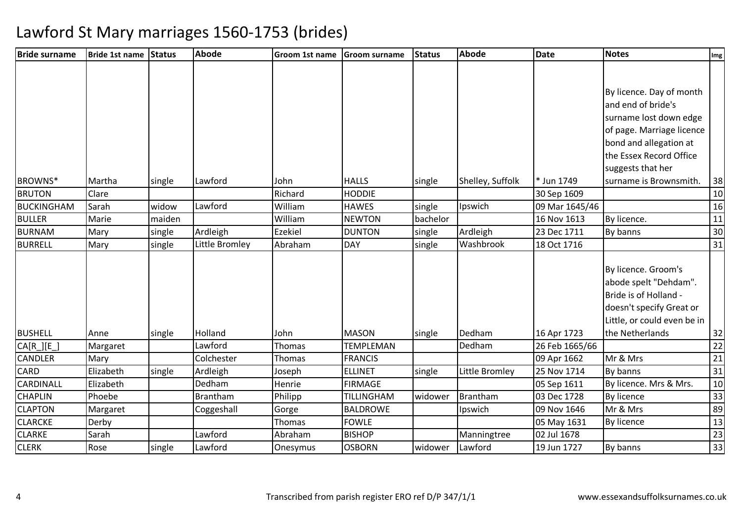# Lawford St Mary marriages 1560-1753 (brides)

| Bride surname | Bride 1st name | Status | Abode | Groom 1st name | Groom surname | Status | Abode | Date | Notes | Img |
|---|---|---|---|---|---|---|---|---|---|---|
| BROWNS* | Martha | single | Lawford | John | HALLS | single | Shelley, Suffolk | * Jun 1749 | By licence. Day of month and end of bride's surname lost down edge of page. Marriage licence bond and allegation at the Essex Record Office suggests that her surname is Brownsmith. | 38 |
| BRUTON | Clare | | | Richard | HODDIE | | | 30 Sep 1609 | | 10 |
| BUCKINGHAM | Sarah | widow | Lawford | William | HAWES | single | Ipswich | 09 Mar 1645/46 | | 16 |
| BULLER | Marie | maiden | | William | NEWTON | bachelor | | 16 Nov 1613 | By licence. | 11 |
| BURNAM | Mary | single | Ardleigh | Ezekiel | DUNTON | single | Ardleigh | 23 Dec 1711 | By banns | 30 |
| BURRELL | Mary | single | Little Bromley | Abraham | DAY | single | Washbrook | 18 Oct 1716 | | 31 |
| BUSHELL | Anne | single | Holland | John | MASON | single | Dedham | 16 Apr 1723 | By licence. Groom's abode spelt "Dehdam". Bride is of Holland - doesn't specify Great or Little, or could even be in the Netherlands | 32 |
| CA[R_][E_] | Margaret | | Lawford | Thomas | TEMPLEMAN | | Dedham | 26 Feb 1665/66 | | 22 |
| CANDLER | Mary | | Colchester | Thomas | FRANCIS | | | 09 Apr 1662 | Mr & Mrs | 21 |
| CARD | Elizabeth | single | Ardleigh | Joseph | ELLINET | single | Little Bromley | 25 Nov 1714 | By banns | 31 |
| CARDINALL | Elizabeth | | Dedham | Henrie | FIRMAGE | | | 05 Sep 1611 | By licence. Mrs & Mrs. | 10 |
| CHAPLIN | Phoebe | | Brantham | Philipp | TILLINGHAM | widower | Brantham | 03 Dec 1728 | By licence | 33 |
| CLAPTON | Margaret | | Coggeshall | Gorge | BALDROWE | | Ipswich | 09 Nov 1646 | Mr & Mrs | 89 |
| CLARCKE | Derby | | | Thomas | FOWLE | | | 05 May 1631 | By licence | 13 |
| CLARKE | Sarah | | Lawford | Abraham | BISHOP | | Manningtree | 02 Jul 1678 | | 23 |
| CLERK | Rose | single | Lawford | Onesymus | OSBORN | widower | Lawford | 19 Jun 1727 | By banns | 33 |

Transcribed from parish register ERO ref D/P 347/1/1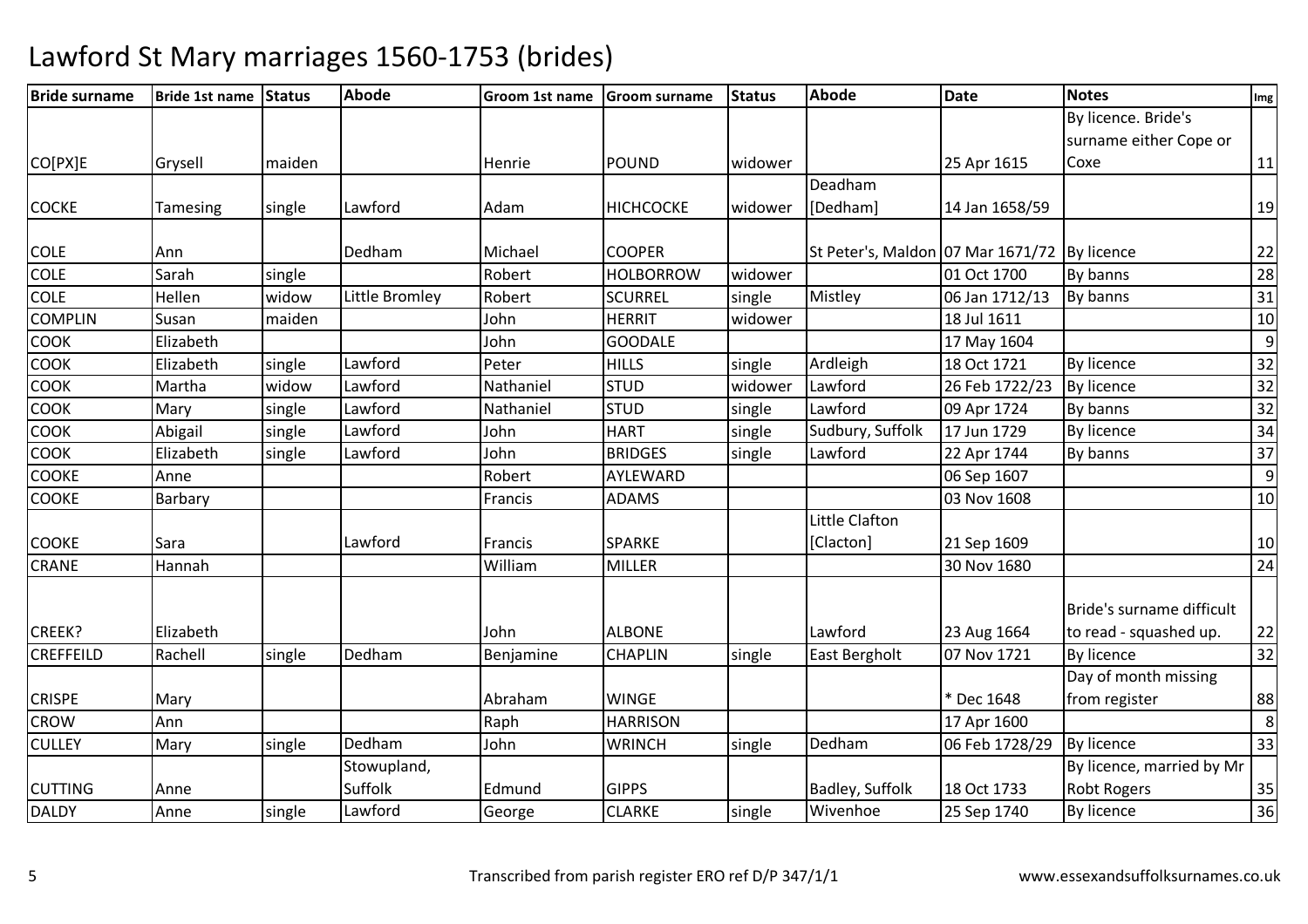# Lawford St Mary marriages 1560-1753 (brides)

| Bride surname | Bride 1st name | Status | Abode | Groom 1st name | Groom surname | Status | Abode | Date | Notes | Img |
|---|---|---|---|---|---|---|---|---|---|---|
| CO[PX]E | Grysell | maiden | | Henrie | POUND | widower | | 25 Apr 1615 | By licence. Bride's surname either Cope or Coxe | 11 |
| COCKE | Tamesing | single | Lawford | Adam | HICHCOCKE | widower | Deadham [Dedham] | 14 Jan 1658/59 | | 19 |
| COLE | Ann | | Dedham | Michael | COOPER | | St Peter's, Maldon | 07 Mar 1671/72 | By licence | 22 |
| COLE | Sarah | single | | Robert | HOLBORROW | widower | | 01 Oct 1700 | By banns | 28 |
| COLE | Hellen | widow | Little Bromley | Robert | SCURREL | single | Mistley | 06 Jan 1712/13 | By banns | 31 |
| COMPLIN | Susan | maiden | | John | HERRIT | widower | | 18 Jul 1611 | | 10 |
| COOK | Elizabeth | | | John | GOODALE | | | 17 May 1604 | | 9 |
| COOK | Elizabeth | single | Lawford | Peter | HILLS | single | Ardleigh | 18 Oct 1721 | By licence | 32 |
| COOK | Martha | widow | Lawford | Nathaniel | STUD | widower | Lawford | 26 Feb 1722/23 | By licence | 32 |
| COOK | Mary | single | Lawford | Nathaniel | STUD | single | Lawford | 09 Apr 1724 | By banns | 32 |
| COOK | Abigail | single | Lawford | John | HART | single | Sudbury, Suffolk | 17 Jun 1729 | By licence | 34 |
| COOK | Elizabeth | single | Lawford | John | BRIDGES | single | Lawford | 22 Apr 1744 | By banns | 37 |
| COOKE | Anne | | | Robert | AYLEWARD | | | 06 Sep 1607 | | 9 |
| COOKE | Barbary | | | Francis | ADAMS | | | 03 Nov 1608 | | 10 |
| COOKE | Sara | | Lawford | Francis | SPARKE | | Little Clafton [Clacton] | 21 Sep 1609 | | 10 |
| CRANE | Hannah | | | William | MILLER | | | 30 Nov 1680 | | 24 |
| CREEK? | Elizabeth | | | John | ALBONE | | Lawford | 23 Aug 1664 | Bride's surname difficult to read - squashed up. | 22 |
| CREFFEILD | Rachell | single | Dedham | Benjamine | CHAPLIN | single | East Bergholt | 07 Nov 1721 | By licence | 32 |
| CRISPE | Mary | | | Abraham | WINGE | | | * Dec 1648 | Day of month missing from register | 88 |
| CROW | Ann | | | Raph | HARRISON | | | 17 Apr 1600 | | 8 |
| CULLEY | Mary | single | Dedham | John | WRINCH | single | Dedham | 06 Feb 1728/29 | By licence | 33 |
| CUTTING | Anne | | Stowupland, Suffolk | Edmund | GIPPS | | Badley, Suffolk | 18 Oct 1733 | By licence, married by Mr Robt Rogers | 35 |
| DALDY | Anne | single | Lawford | George | CLARKE | single | Wivenhoe | 25 Sep 1740 | By licence | 36 |

Transcribed from parish register ERO ref D/P 347/1/1

www.essexandsuffolksurnames.co.uk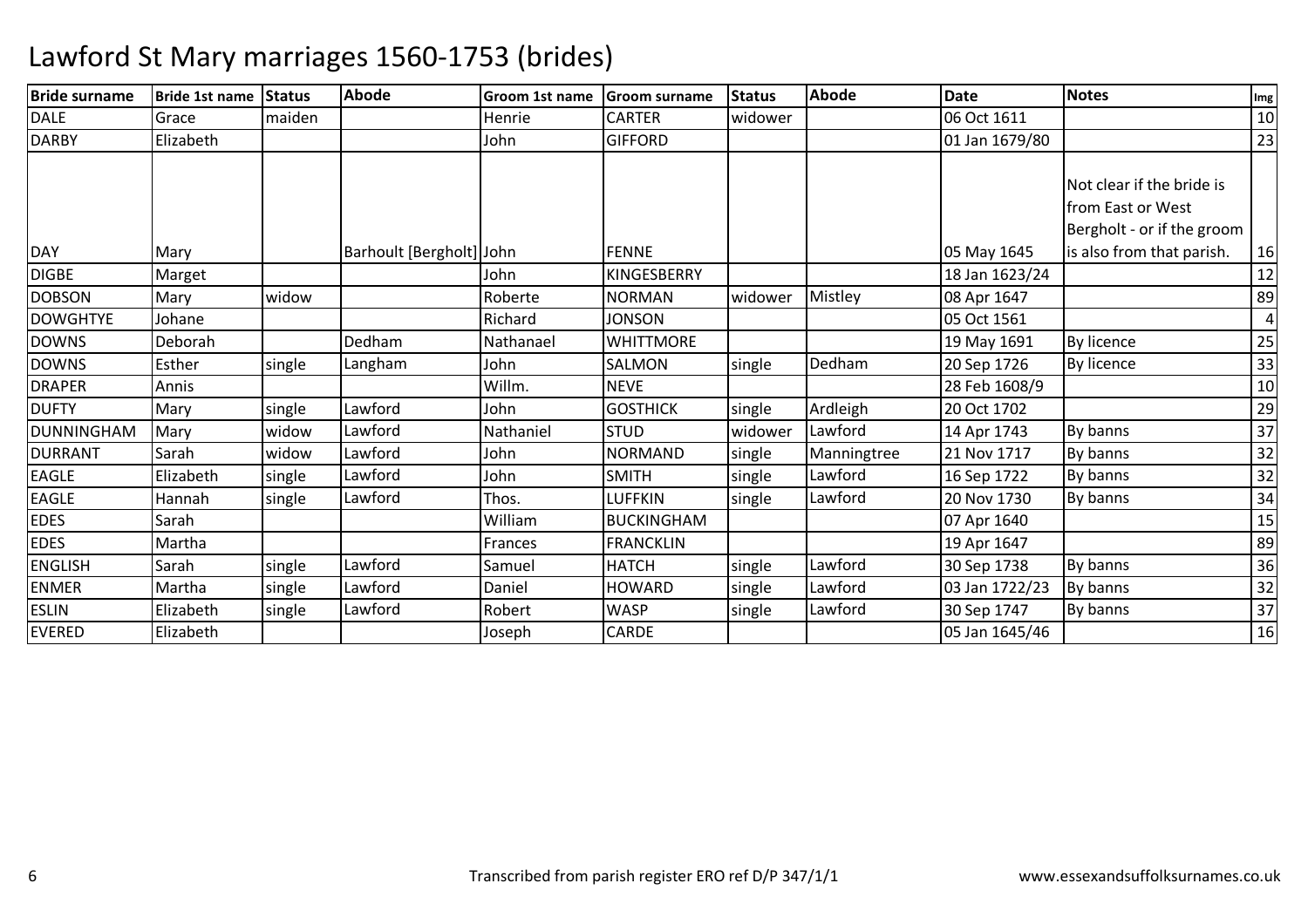# Lawford St Mary marriages 1560-1753 (brides)

| Bride surname | Bride 1st name | Status | Abode | Groom 1st name | Groom surname | Status | Abode | Date | Notes | Img |
|---|---|---|---|---|---|---|---|---|---|---|
| DALE | Grace | maiden | | Henrie | CARTER | widower | | 06 Oct 1611 | | 10 |
| DARBY | Elizabeth | | | John | GIFFORD | | | 01 Jan 1679/80 | | 23 |
| DAY | Mary | | Barhoult [Bergholt] | John | FENNE | | | 05 May 1645 | Not clear if the bride is from East or West Bergholt - or if the groom is also from that parish. | 16 |
| DIGBE | Marget | | | John | KINGESBERRY | | | 18 Jan 1623/24 | | 12 |
| DOBSON | Mary | widow | | Roberte | NORMAN | widower | Mistley | 08 Apr 1647 | | 89 |
| DOWGHTYE | Johane | | | Richard | JONSON | | | 05 Oct 1561 | | 4 |
| DOWNS | Deborah | | Dedham | Nathanael | WHITTMORE | | | 19 May 1691 | By licence | 25 |
| DOWNS | Esther | single | Langham | John | SALMON | single | Dedham | 20 Sep 1726 | By licence | 33 |
| DRAPER | Annis | | | Willm. | NEVE | | | 28 Feb 1608/9 | | 10 |
| DUFTY | Mary | single | Lawford | John | GOSTHICK | single | Ardleigh | 20 Oct 1702 | | 29 |
| DUNNINGHAM | Mary | widow | Lawford | Nathaniel | STUD | widower | Lawford | 14 Apr 1743 | By banns | 37 |
| DURRANT | Sarah | widow | Lawford | John | NORMAND | single | Manningtree | 21 Nov 1717 | By banns | 32 |
| EAGLE | Elizabeth | single | Lawford | John | SMITH | single | Lawford | 16 Sep 1722 | By banns | 32 |
| EAGLE | Hannah | single | Lawford | Thos. | LUFFKIN | single | Lawford | 20 Nov 1730 | By banns | 34 |
| EDES | Sarah | | | William | BUCKINGHAM | | | 07 Apr 1640 | | 15 |
| EDES | Martha | | | Frances | FRANCKLIN | | | 19 Apr 1647 | | 89 |
| ENGLISH | Sarah | single | Lawford | Samuel | HATCH | single | Lawford | 30 Sep 1738 | By banns | 36 |
| ENMER | Martha | single | Lawford | Daniel | HOWARD | single | Lawford | 03 Jan 1722/23 | By banns | 32 |
| ESLIN | Elizabeth | single | Lawford | Robert | WASP | single | Lawford | 30 Sep 1747 | By banns | 37 |
| EVERED | Elizabeth | | | Joseph | CARDE | | | 05 Jan 1645/46 | | 16 |

Transcribed from parish register ERO ref D/P 347/1/1

www.essexandsuffolksurnames.co.uk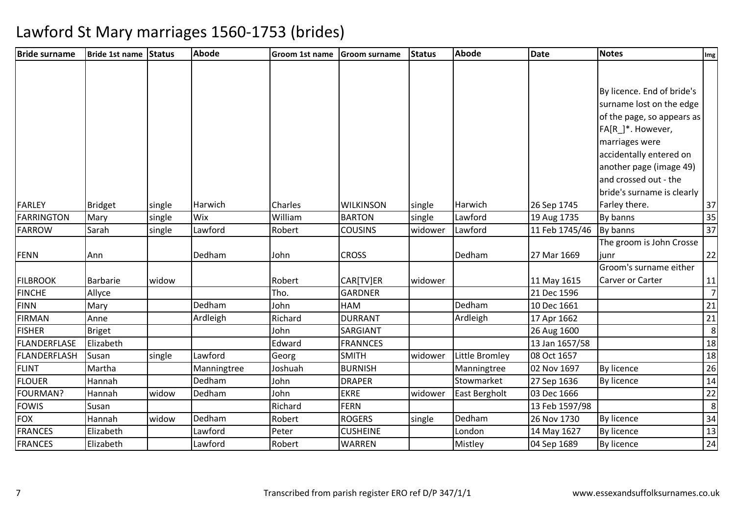# Lawford St Mary marriages 1560-1753 (brides)

| Bride surname | Bride 1st name | Status | Abode | Groom 1st name | Groom surname | Status | Abode | Date | Notes | Img |
|---|---|---|---|---|---|---|---|---|---|---|
| FARLEY | Bridget | single | Harwich | Charles | WILKINSON | single | Harwich | 26 Sep 1745 | By licence. End of bride's surname lost on the edge of the page, so appears as FA[R_]*. However, marriages were accidentally entered on another page (image 49) and crossed out - the bride's surname is clearly Farley there. | 37 |
| FARRINGTON | Mary | single | Wix | William | BARTON | single | Lawford | 19 Aug 1735 | By banns | 35 |
| FARROW | Sarah | single | Lawford | Robert | COUSINS | widower | Lawford | 11 Feb 1745/46 | By banns | 37 |
| FENN | Ann | | Dedham | John | CROSS | | Dedham | 27 Mar 1669 | The groom is John Crosse junr | 22 |
| FILBROOK | Barbarie | widow | | Robert | CAR[TV]ER | widower | | 11 May 1615 | Groom's surname either Carver or Carter | 11 |
| FINCHE | Allyce | | | Tho. | GARDNER | | | 21 Dec 1596 | | 7 |
| FINN | Mary | | Dedham | John | HAM | | Dedham | 10 Dec 1661 | | 21 |
| FIRMAN | Anne | | Ardleigh | Richard | DURRANT | | Ardleigh | 17 Apr 1662 | | 21 |
| FISHER | Briget | | | John | SARGIANT | | | 26 Aug 1600 | | 8 |
| FLANDERFLASE | Elizabeth | | | Edward | FRANNCES | | | 13 Jan 1657/58 | | 18 |
| FLANDERFLASH | Susan | single | Lawford | Georg | SMITH | widower | Little Bromley | 08 Oct 1657 | | 18 |
| FLINT | Martha | | Manningtree | Joshuah | BURNISH | | Manningtree | 02 Nov 1697 | By licence | 26 |
| FLOUER | Hannah | | Dedham | John | DRAPER | | Stowmarket | 27 Sep 1636 | By licence | 14 |
| FOURMAN? | Hannah | widow | Dedham | John | EKRE | widower | East Bergholt | 03 Dec 1666 | | 22 |
| FOWIS | Susan | | | Richard | FERN | | | 13 Feb 1597/98 | | 8 |
| FOX | Hannah | widow | Dedham | Robert | ROGERS | single | Dedham | 26 Nov 1730 | By licence | 34 |
| FRANCES | Elizabeth | | Lawford | Peter | CUSHEINE | | London | 14 May 1627 | By licence | 13 |
| FRANCES | Elizabeth | | Lawford | Robert | WARREN | | Mistley | 04 Sep 1689 | By licence | 24 |

Transcribed from parish register ERO ref D/P 347/1/1

www.essexandsuffolksurnames.co.uk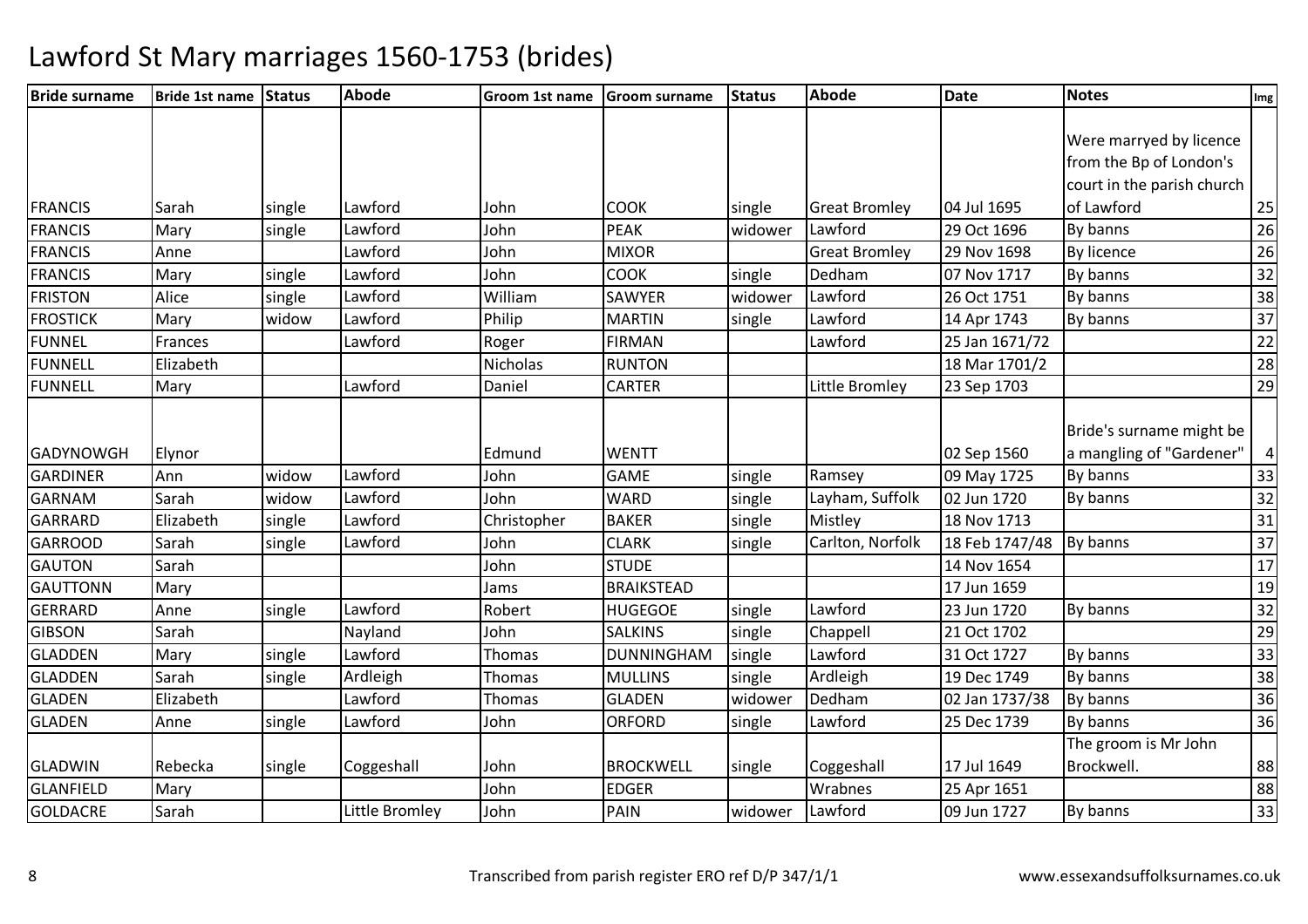# Lawford St Mary marriages 1560-1753 (brides)

| Bride surname | Bride 1st name | Status | Abode | Groom 1st name | Groom surname | Status | Abode | Date | Notes | Img |
|---|---|---|---|---|---|---|---|---|---|---|
| FRANCIS | Sarah | single | Lawford | John | COOK | single | Great Bromley | 04 Jul 1695 | Were marryed by licence from the Bp of London's court in the parish church of Lawford | 25 |
| FRANCIS | Mary | single | Lawford | John | PEAK | widower | Lawford | 29 Oct 1696 | By banns | 26 |
| FRANCIS | Anne | | Lawford | John | MIXOR | | Great Bromley | 29 Nov 1698 | By licence | 26 |
| FRANCIS | Mary | single | Lawford | John | COOK | single | Dedham | 07 Nov 1717 | By banns | 32 |
| FRISTON | Alice | single | Lawford | William | SAWYER | widower | Lawford | 26 Oct 1751 | By banns | 38 |
| FROSTICK | Mary | widow | Lawford | Philip | MARTIN | single | Lawford | 14 Apr 1743 | By banns | 37 |
| FUNNEL | Frances | | Lawford | Roger | FIRMAN | | Lawford | 25 Jan 1671/72 | | 22 |
| FUNNELL | Elizabeth | | | Nicholas | RUNTON | | | 18 Mar 1701/2 | | 28 |
| FUNNELL | Mary | | Lawford | Daniel | CARTER | | Little Bromley | 23 Sep 1703 | | 29 |
| GADYNOWGH | Elynor | | | Edmund | WENTT | | | 02 Sep 1560 | Bride's surname might be a mangling of "Gardener" | 4 |
| GARDINER | Ann | widow | Lawford | John | GAME | single | Ramsey | 09 May 1725 | By banns | 33 |
| GARNAM | Sarah | widow | Lawford | John | WARD | single | Layham, Suffolk | 02 Jun 1720 | By banns | 32 |
| GARRARD | Elizabeth | single | Lawford | Christopher | BAKER | single | Mistley | 18 Nov 1713 | | 31 |
| GARROOD | Sarah | single | Lawford | John | CLARK | single | Carlton, Norfolk | 18 Feb 1747/48 | By banns | 37 |
| GAUTON | Sarah | | | John | STUDE | | | 14 Nov 1654 | | 17 |
| GAUTTONN | Mary | | | Jams | BRAIKSTEAD | | | 17 Jun 1659 | | 19 |
| GERRARD | Anne | single | Lawford | Robert | HUGEGOE | single | Lawford | 23 Jun 1720 | By banns | 32 |
| GIBSON | Sarah | | Nayland | John | SALKINS | single | Chappell | 21 Oct 1702 | | 29 |
| GLADDEN | Mary | single | Lawford | Thomas | DUNNINGHAM | single | Lawford | 31 Oct 1727 | By banns | 33 |
| GLADDEN | Sarah | single | Ardleigh | Thomas | MULLINS | single | Ardleigh | 19 Dec 1749 | By banns | 38 |
| GLADEN | Elizabeth | | Lawford | Thomas | GLADEN | widower | Dedham | 02 Jan 1737/38 | By banns | 36 |
| GLADEN | Anne | single | Lawford | John | ORFORD | single | Lawford | 25 Dec 1739 | By banns | 36 |
| GLADWIN | Rebecka | single | Coggeshall | John | BROCKWELL | single | Coggeshall | 17 Jul 1649 | The groom is Mr John Brockwell. | 88 |
| GLANFIELD | Mary | | | John | EDGER | | Wrabnes | 25 Apr 1651 | | 88 |
| GOLDACRE | Sarah | | Little Bromley | John | PAIN | widower | Lawford | 09 Jun 1727 | By banns | 33 |

Transcribed from parish register ERO ref D/P 347/1/1

www.essexandsuffolksurnames.co.uk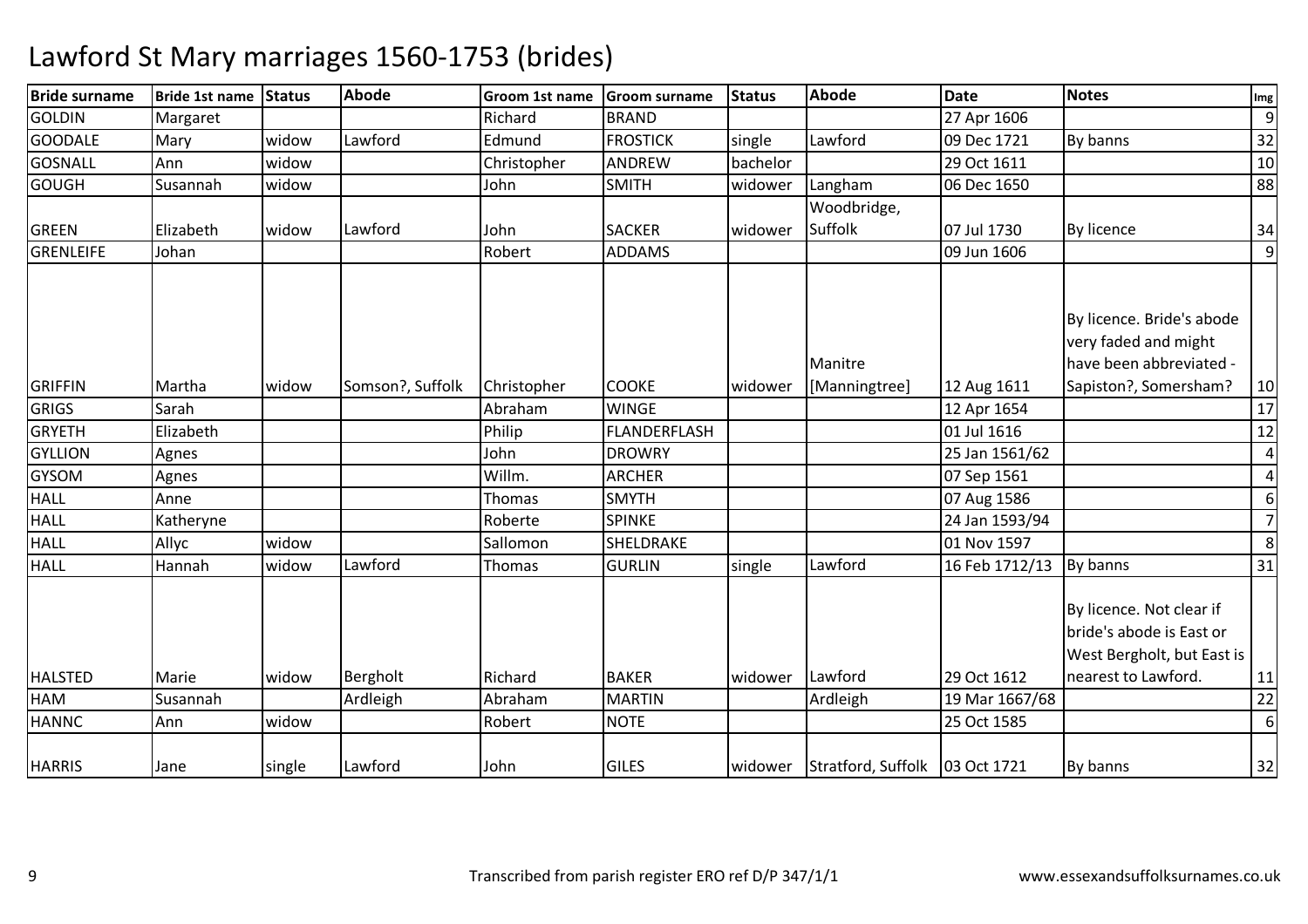# Lawford St Mary marriages 1560-1753 (brides)

| Bride surname | Bride 1st name | Status | Abode | Groom 1st name | Groom surname | Status | Abode | Date | Notes | Img |
|---|---|---|---|---|---|---|---|---|---|---|
| GOLDIN | Margaret | | | Richard | BRAND | | | 27 Apr 1606 | | 9 |
| GOODALE | Mary | widow | Lawford | Edmund | FROSTICK | single | Lawford | 09 Dec 1721 | By banns | 32 |
| GOSNALL | Ann | widow | | Christopher | ANDREW | bachelor | | 29 Oct 1611 | | 10 |
| GOUGH | Susannah | widow | | John | SMITH | widower | Langham | 06 Dec 1650 | | 88 |
| GREEN | Elizabeth | widow | Lawford | John | SACKER | widower | Woodbridge, Suffolk | 07 Jul 1730 | By licence | 34 |
| GRENLEIFE | Johan | | | Robert | ADDAMS | | | 09 Jun 1606 | | 9 |
| GRIFFIN | Martha | widow | Somson?, Suffolk | Christopher | COOKE | widower | Manitre [Manningtree] | 12 Aug 1611 | By licence. Bride's abode very faded and might have been abbreviated - Sapiston?, Somersham? | 10 |
| GRIGS | Sarah | | | Abraham | WINGE | | | 12 Apr 1654 | | 17 |
| GRYETH | Elizabeth | | | Philip | FLANDERFLASH | | | 01 Jul 1616 | | 12 |
| GYLLION | Agnes | | | John | DROWRY | | | 25 Jan 1561/62 | | 4 |
| GYSOM | Agnes | | | Willm. | ARCHER | | | 07 Sep 1561 | | 4 |
| HALL | Anne | | | Thomas | SMYTH | | | 07 Aug 1586 | | 6 |
| HALL | Katheryne | | | Roberte | SPINKE | | | 24 Jan 1593/94 | | 7 |
| HALL | Allyc | widow | | Sallomon | SHELDRAKE | | | 01 Nov 1597 | | 8 |
| HALL | Hannah | widow | Lawford | Thomas | GURLIN | single | Lawford | 16 Feb 1712/13 | By banns | 31 |
| HALSTED | Marie | widow | Bergholt | Richard | BAKER | widower | Lawford | 29 Oct 1612 | By licence. Not clear if bride's abode is East or West Bergholt, but East is nearest to Lawford. | 11 |
| HAM | Susannah | | Ardleigh | Abraham | MARTIN | | Ardleigh | 19 Mar 1667/68 | | 22 |
| HANNC | Ann | widow | | Robert | NOTE | | | 25 Oct 1585 | | 6 |
| HARRIS | Jane | single | Lawford | John | GILES | widower | Stratford, Suffolk | 03 Oct 1721 | By banns | 32 |

Transcribed from parish register ERO ref D/P 347/1/1

www.essexandsuffolksurnames.co.uk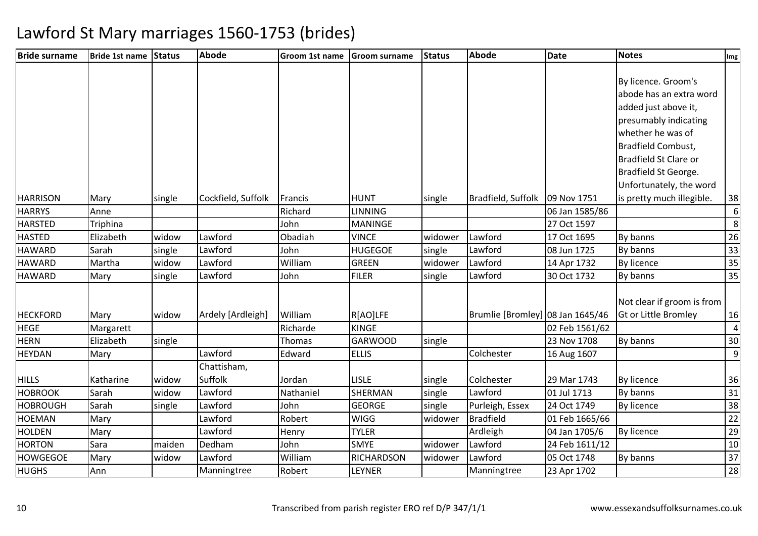# Lawford St Mary marriages 1560-1753 (brides)

| Bride surname | Bride 1st name | Status | Abode | Groom 1st name | Groom surname | Status | Abode | Date | Notes | Img |
|---|---|---|---|---|---|---|---|---|---|---|
| HARRISON | Mary | single | Cockfield, Suffolk | Francis | HUNT | single | Bradfield, Suffolk | 09 Nov 1751 | By licence. Groom's abode has an extra word added just above it, presumably indicating whether he was of Bradfield Combust, Bradfield St Clare or Bradfield St George. Unfortunately, the word is pretty much illegible. | 38 |
| HARRYS | Anne | | | Richard | LINNING | | | 06 Jan 1585/86 | | 6 |
| HARSTED | Triphina | | | John | MANINGE | | | 27 Oct 1597 | | 8 |
| HASTED | Elizabeth | widow | Lawford | Obadiah | VINCE | widower | Lawford | 17 Oct 1695 | By banns | 26 |
| HAWARD | Sarah | single | Lawford | John | HUGEGOE | single | Lawford | 08 Jun 1725 | By banns | 33 |
| HAWARD | Martha | widow | Lawford | William | GREEN | widower | Lawford | 14 Apr 1732 | By licence | 35 |
| HAWARD | Mary | single | Lawford | John | FILER | single | Lawford | 30 Oct 1732 | By banns | 35 |
| HECKFORD | Mary | widow | Ardely [Ardleigh] | William | R[AO]LFE | | Brumlie [Bromley] | 08 Jan 1645/46 | Not clear if groom is from Gt or Little Bromley | 16 |
| HEGE | Margarett | | | Richarde | KINGE | | | 02 Feb 1561/62 | | 4 |
| HERN | Elizabeth | single | | Thomas | GARWOOD | single | | 23 Nov 1708 | By banns | 30 |
| HEYDAN | Mary | | Lawford | Edward | ELLIS | | Colchester | 16 Aug 1607 | | 9 |
| HILLS | Katharine | widow | Chattisham, Suffolk | Jordan | LISLE | single | Colchester | 29 Mar 1743 | By licence | 36 |
| HOBROOK | Sarah | widow | Lawford | Nathaniel | SHERMAN | single | Lawford | 01 Jul 1713 | By banns | 31 |
| HOBROUGH | Sarah | single | Lawford | John | GEORGE | single | Purleigh, Essex | 24 Oct 1749 | By licence | 38 |
| HOEMAN | Mary | | Lawford | Robert | WIGG | widower | Bradfield | 01 Feb 1665/66 | | 22 |
| HOLDEN | Mary | | Lawford | Henry | TYLER | | Ardleigh | 04 Jan 1705/6 | By licence | 29 |
| HORTON | Sara | maiden | Dedham | John | SMYE | widower | Lawford | 24 Feb 1611/12 | | 10 |
| HOWGEGOE | Mary | widow | Lawford | William | RICHARDSON | widower | Lawford | 05 Oct 1748 | By banns | 37 |
| HUGHS | Ann | | Manningtree | Robert | LEYNER | | Manningtree | 23 Apr 1702 | | 28 |

Transcribed from parish register ERO ref D/P 347/1/1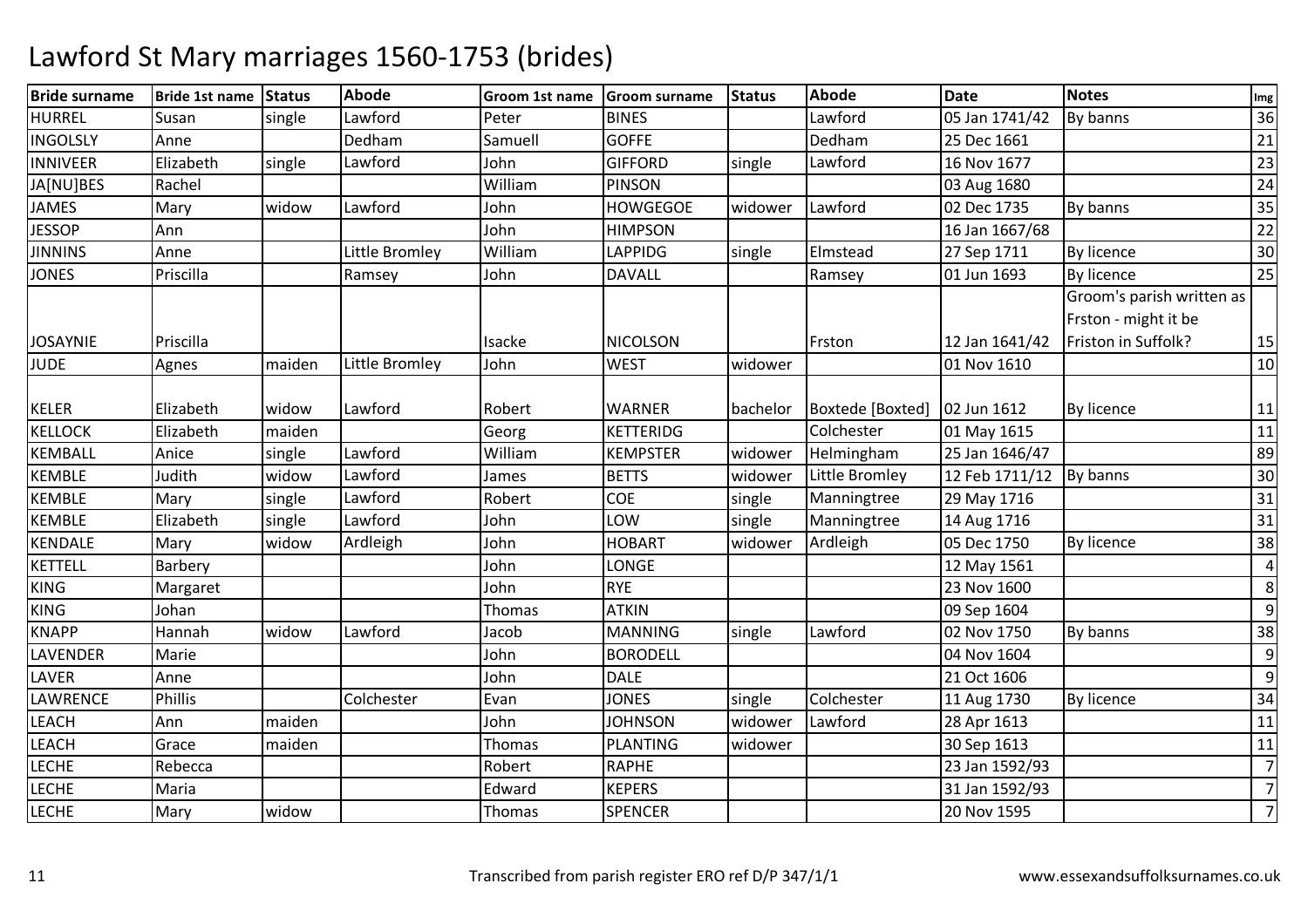# Lawford St Mary marriages 1560-1753 (brides)

| Bride surname | Bride 1st name | Status | Abode | Groom 1st name | Groom surname | Status | Abode | Date | Notes | Img |
|---|---|---|---|---|---|---|---|---|---|---|
| HURREL | Susan | single | Lawford | Peter | BINES | | Lawford | 05 Jan 1741/42 | By banns | 36 |
| INGOLSLY | Anne | | Dedham | Samuell | GOFFE | | Dedham | 25 Dec 1661 | | 21 |
| INNIVEER | Elizabeth | single | Lawford | John | GIFFORD | single | Lawford | 16 Nov 1677 | | 23 |
| JA[NU]BES | Rachel | | | William | PINSON | | | 03 Aug 1680 | | 24 |
| JAMES | Mary | widow | Lawford | John | HOWGEGOE | widower | Lawford | 02 Dec 1735 | By banns | 35 |
| JESSOP | Ann | | | John | HIMPSON | | | 16 Jan 1667/68 | | 22 |
| JINNINS | Anne | | Little Bromley | William | LAPPIDG | single | Elmstead | 27 Sep 1711 | By licence | 30 |
| JONES | Priscilla | | Ramsey | John | DAVALL | | Ramsey | 01 Jun 1693 | By licence | 25 |
| JOSAYNIE | Priscilla | | | Isacke | NICOLSON | | Frston | 12 Jan 1641/42 | Groom's parish written as Frston - might it be Friston in Suffolk? | 15 |
| JUDE | Agnes | maiden | Little Bromley | John | WEST | widower | | 01 Nov 1610 | | 10 |
| KELER | Elizabeth | widow | Lawford | Robert | WARNER | bachelor | Boxtede [Boxted] | 02 Jun 1612 | By licence | 11 |
| KELLOCK | Elizabeth | maiden | | Georg | KETTERIDG | | Colchester | 01 May 1615 | | 11 |
| KEMBALL | Anice | single | Lawford | William | KEMPSTER | widower | Helmingham | 25 Jan 1646/47 | | 89 |
| KEMBLE | Judith | widow | Lawford | James | BETTS | widower | Little Bromley | 12 Feb 1711/12 | By banns | 30 |
| KEMBLE | Mary | single | Lawford | Robert | COE | single | Manningtree | 29 May 1716 | | 31 |
| KEMBLE | Elizabeth | single | Lawford | John | LOW | single | Manningtree | 14 Aug 1716 | | 31 |
| KENDALE | Mary | widow | Ardleigh | John | HOBART | widower | Ardleigh | 05 Dec 1750 | By licence | 38 |
| KETTELL | Barbery | | | John | LONGE | | | 12 May 1561 | | 4 |
| KING | Margaret | | | John | RYE | | | 23 Nov 1600 | | 8 |
| KING | Johan | | | Thomas | ATKIN | | | 09 Sep 1604 | | 9 |
| KNAPP | Hannah | widow | Lawford | Jacob | MANNING | single | Lawford | 02 Nov 1750 | By banns | 38 |
| LAVENDER | Marie | | | John | BORODELL | | | 04 Nov 1604 | | 9 |
| LAVER | Anne | | | John | DALE | | | 21 Oct 1606 | | 9 |
| LAWRENCE | Phillis | | Colchester | Evan | JONES | single | Colchester | 11 Aug 1730 | By licence | 34 |
| LEACH | Ann | maiden | | John | JOHNSON | widower | Lawford | 28 Apr 1613 | | 11 |
| LEACH | Grace | maiden | | Thomas | PLANTING | widower | | 30 Sep 1613 | | 11 |
| LECHE | Rebecca | | | Robert | RAPHE | | | 23 Jan 1592/93 | | 7 |
| LECHE | Maria | | | Edward | KEPERS | | | 31 Jan 1592/93 | | 7 |
| LECHE | Mary | widow | | Thomas | SPENCER | | | 20 Nov 1595 | | 7 |

Transcribed from parish register ERO ref D/P 347/1/1

www.essexandsuffolksurnames.co.uk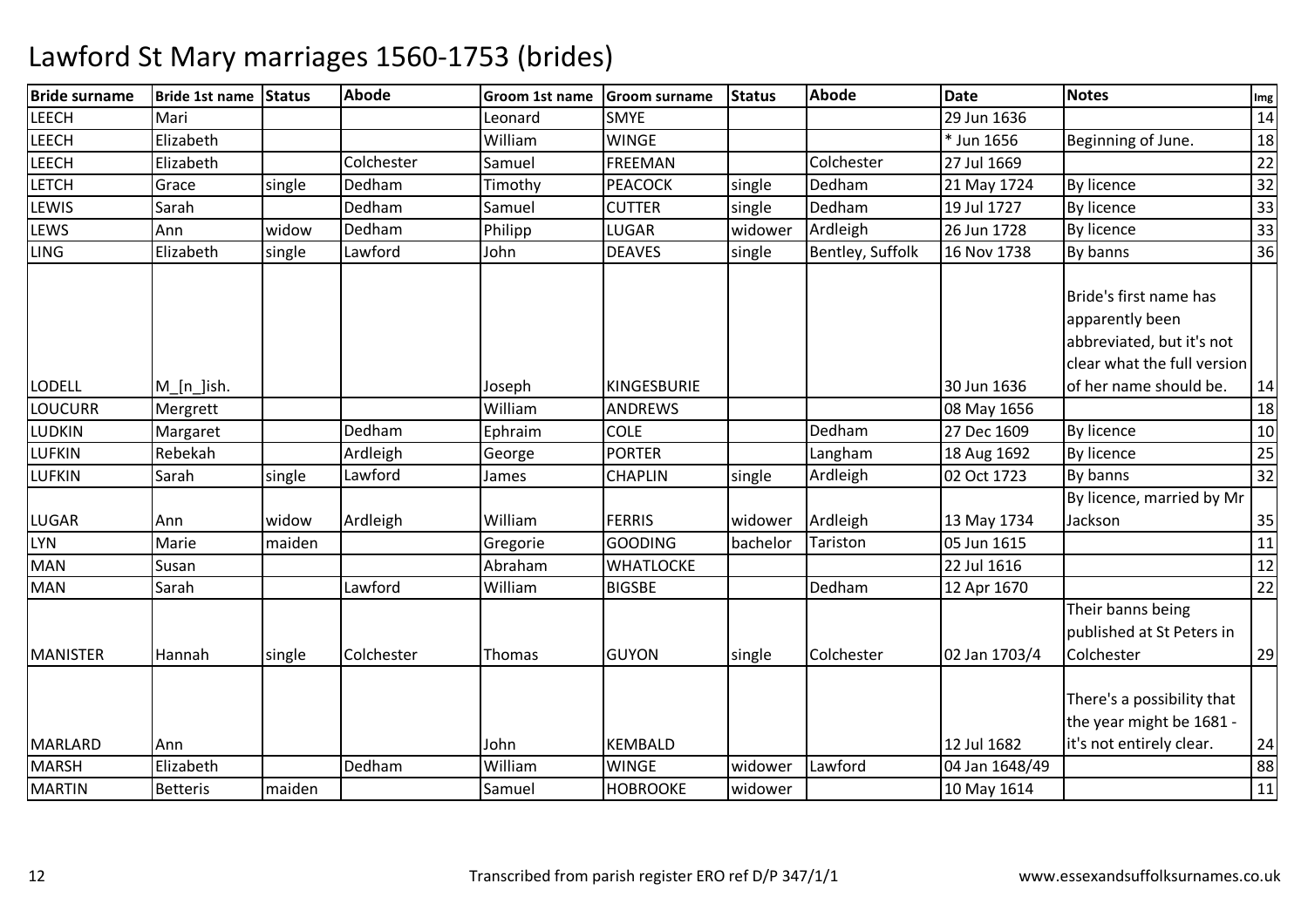# Lawford St Mary marriages 1560-1753 (brides)

| Bride surname | Bride 1st name | Status | Abode | Groom 1st name | Groom surname | Status | Abode | Date | Notes | Img |
|---|---|---|---|---|---|---|---|---|---|---|
| LEECH | Mari | | | Leonard | SMYE | | | 29 Jun 1636 | | 14 |
| LEECH | Elizabeth | | | William | WINGE | | | * Jun 1656 | Beginning of June. | 18 |
| LEECH | Elizabeth | | Colchester | Samuel | FREEMAN | | Colchester | 27 Jul 1669 | | 22 |
| LETCH | Grace | single | Dedham | Timothy | PEACOCK | single | Dedham | 21 May 1724 | By licence | 32 |
| LEWIS | Sarah | | Dedham | Samuel | CUTTER | single | Dedham | 19 Jul 1727 | By licence | 33 |
| LEWS | Ann | widow | Dedham | Philipp | LUGAR | widower | Ardleigh | 26 Jun 1728 | By licence | 33 |
| LING | Elizabeth | single | Lawford | John | DEAVES | single | Bentley, Suffolk | 16 Nov 1738 | By banns | 36 |
| LODELL | M_[n_]ish. | | | Joseph | KINGESBURIE | | | 30 Jun 1636 | Bride's first name has apparently been abbreviated, but it's not clear what the full version of her name should be. | 14 |
| LOUCURR | Mergrett | | | William | ANDREWS | | | 08 May 1656 | | 18 |
| LUDKIN | Margaret | | Dedham | Ephraim | COLE | | Dedham | 27 Dec 1609 | By licence | 10 |
| LUFKIN | Rebekah | | Ardleigh | George | PORTER | | Langham | 18 Aug 1692 | By licence | 25 |
| LUFKIN | Sarah | single | Lawford | James | CHAPLIN | single | Ardleigh | 02 Oct 1723 | By banns | 32 |
| LUGAR | Ann | widow | Ardleigh | William | FERRIS | widower | Ardleigh | 13 May 1734 | By licence, married by Mr Jackson | 35 |
| LYN | Marie | maiden | | Gregorie | GOODING | bachelor | Tariston | 05 Jun 1615 | | 11 |
| MAN | Susan | | | Abraham | WHATLOCKE | | | 22 Jul 1616 | | 12 |
| MAN | Sarah | | Lawford | William | BIGSBE | | Dedham | 12 Apr 1670 | | 22 |
| MANISTER | Hannah | single | Colchester | Thomas | GUYON | single | Colchester | 02 Jan 1703/4 | Their banns being published at St Peters in Colchester | 29 |
| MARLARD | Ann | | | John | KEMBALD | | | 12 Jul 1682 | There's a possibility that the year might be 1681 - it's not entirely clear. | 24 |
| MARSH | Elizabeth | | Dedham | William | WINGE | widower | Lawford | 04 Jan 1648/49 | | 88 |
| MARTIN | Betteris | maiden | | Samuel | HOBROOKE | widower | | 10 May 1614 | | 11 |

Transcribed from parish register ERO ref D/P 347/1/1

www.essexandsuffolksurnames.co.uk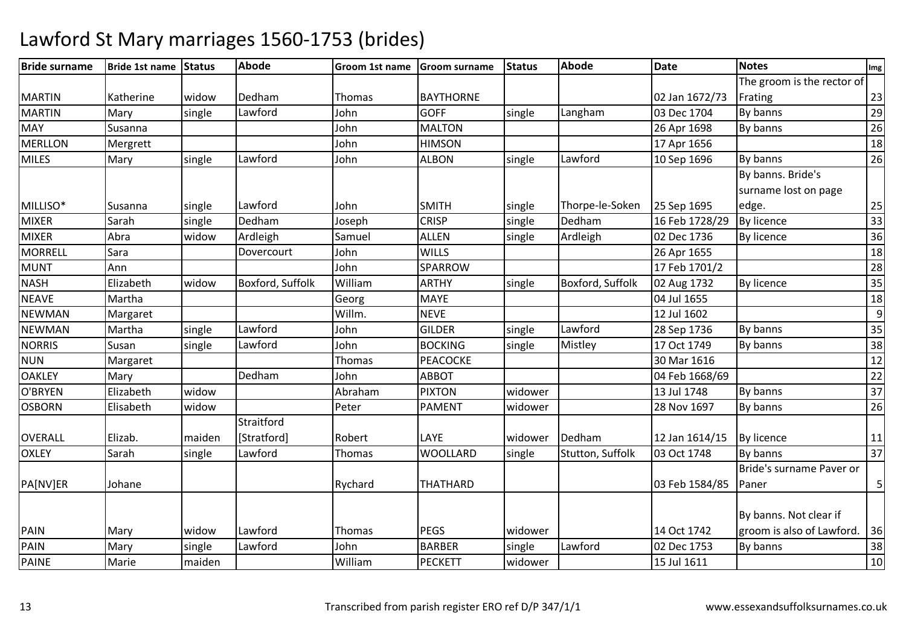# Lawford St Mary marriages 1560-1753 (brides)

| Bride surname | Bride 1st name | Status | Abode | Groom 1st name | Groom surname | Status | Abode | Date | Notes | Img |
|---|---|---|---|---|---|---|---|---|---|---|
| MARTIN | Katherine | widow | Dedham | Thomas | BAYTHORNE | | | 02 Jan 1672/73 | The groom is the rector of Frating | 23 |
| MARTIN | Mary | single | Lawford | John | GOFF | single | Langham | 03 Dec 1704 | By banns | 29 |
| MAY | Susanna | | | John | MALTON | | | 26 Apr 1698 | By banns | 26 |
| MERLLON | Mergrett | | | John | HIMSON | | | 17 Apr 1656 | | 18 |
| MILES | Mary | single | Lawford | John | ALBON | single | Lawford | 10 Sep 1696 | By banns | 26 |
| MILLISO* | Susanna | single | Lawford | John | SMITH | single | Thorpe-le-Soken | 25 Sep 1695 | By banns. Bride's surname lost on page edge. | 25 |
| MIXER | Sarah | single | Dedham | Joseph | CRISP | single | Dedham | 16 Feb 1728/29 | By licence | 33 |
| MIXER | Abra | widow | Ardleigh | Samuel | ALLEN | single | Ardleigh | 02 Dec 1736 | By licence | 36 |
| MORRELL | Sara | | Dovercourt | John | WILLS | | | 26 Apr 1655 | | 18 |
| MUNT | Ann | | | John | SPARROW | | | 17 Feb 1701/2 | | 28 |
| NASH | Elizabeth | widow | Boxford, Suffolk | William | ARTHY | single | Boxford, Suffolk | 02 Aug 1732 | By licence | 35 |
| NEAVE | Martha | | | Georg | MAYE | | | 04 Jul 1655 | | 18 |
| NEWMAN | Margaret | | | Willm. | NEVE | | | 12 Jul 1602 | | 9 |
| NEWMAN | Martha | single | Lawford | John | GILDER | single | Lawford | 28 Sep 1736 | By banns | 35 |
| NORRIS | Susan | single | Lawford | John | BOCKING | single | Mistley | 17 Oct 1749 | By banns | 38 |
| NUN | Margaret | | | Thomas | PEACOCKE | | | 30 Mar 1616 | | 12 |
| OAKLEY | Mary | | Dedham | John | ABBOT | | | 04 Feb 1668/69 | | 22 |
| O'BRYEN | Elizabeth | widow | | Abraham | PIXTON | widower | | 13 Jul 1748 | By banns | 37 |
| OSBORN | Elisabeth | widow | | Peter | PAMENT | widower | | 28 Nov 1697 | By banns | 26 |
| OVERALL | Elizab. | maiden | Straitford [Stratford] | Robert | LAYE | widower | Dedham | 12 Jan 1614/15 | By licence | 11 |
| OXLEY | Sarah | single | Lawford | Thomas | WOOLLARD | single | Stutton, Suffolk | 03 Oct 1748 | By banns | 37 |
| PA[NV]ER | Johane | | | Rychard | THATHARD | | | 03 Feb 1584/85 | Bride's surname Paver or Paner | 5 |
| PAIN | Mary | widow | Lawford | Thomas | PEGS | widower | | 14 Oct 1742 | By banns. Not clear if groom is also of Lawford. | 36 |
| PAIN | Mary | single | Lawford | John | BARBER | single | Lawford | 02 Dec 1753 | By banns | 38 |
| PAINE | Marie | maiden | | William | PECKETT | widower | | 15 Jul 1611 | | 10 |

Transcribed from parish register ERO ref D/P 347/1/1

www.essexandsuffolksurnames.co.uk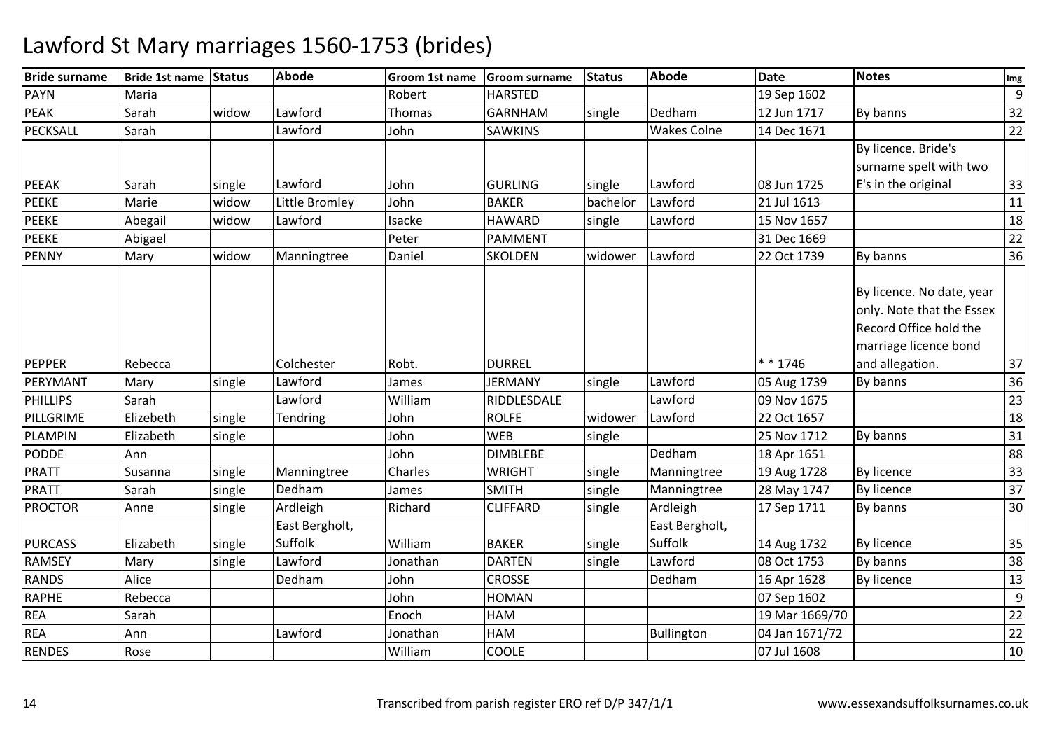# Lawford St Mary marriages 1560-1753 (brides)

| Bride surname | Bride 1st name | Status | Abode | Groom 1st name | Groom surname | Status | Abode | Date | Notes | Img |
|---|---|---|---|---|---|---|---|---|---|---|
| PAYN | Maria | | | Robert | HARSTED | | | 19 Sep 1602 | | 9 |
| PEAK | Sarah | widow | Lawford | Thomas | GARNHAM | single | Dedham | 12 Jun 1717 | By banns | 32 |
| PECKSALL | Sarah | | Lawford | John | SAWKINS | | Wakes Colne | 14 Dec 1671 | | 22 |
| PEEAK | Sarah | single | Lawford | John | GURLING | single | Lawford | 08 Jun 1725 | By licence. Bride's surname spelt with two E's in the original | 33 |
| PEEKE | Marie | widow | Little Bromley | John | BAKER | bachelor | Lawford | 21 Jul 1613 | | 11 |
| PEEKE | Abegail | widow | Lawford | Isacke | HAWARD | single | Lawford | 15 Nov 1657 | | 18 |
| PEEKE | Abigael | | | Peter | PAMMENT | | | 31 Dec 1669 | | 22 |
| PENNY | Mary | widow | Manningtree | Daniel | SKOLDEN | widower | Lawford | 22 Oct 1739 | By banns | 36 |
| PEPPER | Rebecca | | Colchester | Robt. | DURREL | | | * * 1746 | By licence. No date, year only. Note that the Essex Record Office hold the marriage licence bond and allegation. | 37 |
| PERYMANT | Mary | single | Lawford | James | JERMANY | single | Lawford | 05 Aug 1739 | By banns | 36 |
| PHILLIPS | Sarah | | Lawford | William | RIDDLESDALE | | Lawford | 09 Nov 1675 | | 23 |
| PILLGRIME | Elizebeth | single | Tendring | John | ROLFE | widower | Lawford | 22 Oct 1657 | | 18 |
| PLAMPIN | Elizabeth | single | | John | WEB | single | | 25 Nov 1712 | By banns | 31 |
| PODDE | Ann | | | John | DIMBLEBE | | Dedham | 18 Apr 1651 | | 88 |
| PRATT | Susanna | single | Manningtree | Charles | WRIGHT | single | Manningtree | 19 Aug 1728 | By licence | 33 |
| PRATT | Sarah | single | Dedham | James | SMITH | single | Manningtree | 28 May 1747 | By licence | 37 |
| PROCTOR | Anne | single | Ardleigh | Richard | CLIFFARD | single | Ardleigh | 17 Sep 1711 | By banns | 30 |
| PURCASS | Elizabeth | single | East Bergholt, Suffolk | William | BAKER | single | East Bergholt, Suffolk | 14 Aug 1732 | By licence | 35 |
| RAMSEY | Mary | single | Lawford | Jonathan | DARTEN | single | Lawford | 08 Oct 1753 | By banns | 38 |
| RANDS | Alice | | Dedham | John | CROSSE | | Dedham | 16 Apr 1628 | By licence | 13 |
| RAPHE | Rebecca | | | John | HOMAN | | | 07 Sep 1602 | | 9 |
| REA | Sarah | | | Enoch | HAM | | | 19 Mar 1669/70 | | 22 |
| REA | Ann | | Lawford | Jonathan | HAM | | Bullington | 04 Jan 1671/72 | | 22 |
| RENDES | Rose | | | William | COOLE | | | 07 Jul 1608 | | 10 |

Transcribed from parish register ERO ref D/P 347/1/1

www.essexandsuffolksurnames.co.uk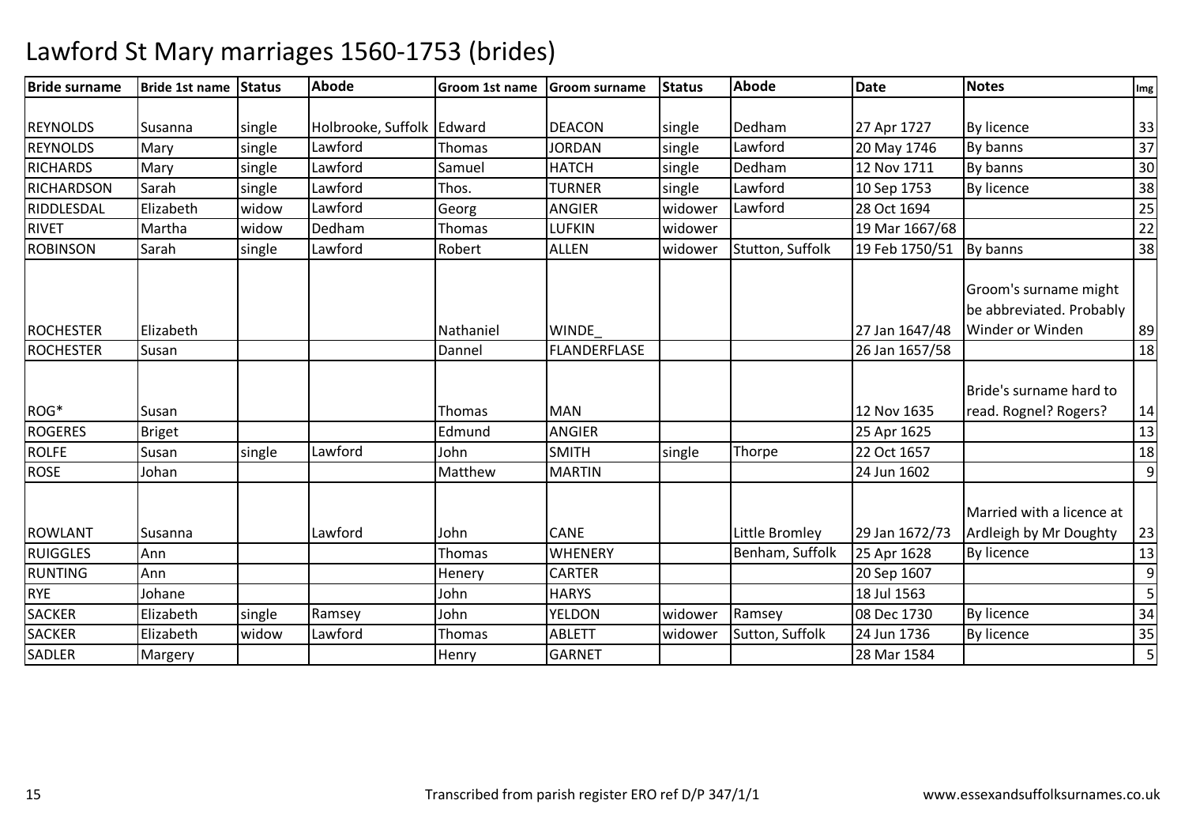# Lawford St Mary marriages 1560-1753 (brides)

| Bride surname | Bride 1st name | Status | Abode | Groom 1st name | Groom surname | Status | Abode | Date | Notes | Img |
|---|---|---|---|---|---|---|---|---|---|---|
| REYNOLDS | Susanna | single | Holbrooke, Suffolk | Edward | DEACON | single | Dedham | 27 Apr 1727 | By licence | 33 |
| REYNOLDS | Mary | single | Lawford | Thomas | JORDAN | single | Lawford | 20 May 1746 | By banns | 37 |
| RICHARDS | Mary | single | Lawford | Samuel | HATCH | single | Dedham | 12 Nov 1711 | By banns | 30 |
| RICHARDSON | Sarah | single | Lawford | Thos. | TURNER | single | Lawford | 10 Sep 1753 | By licence | 38 |
| RIDDLESDAL | Elizabeth | widow | Lawford | Georg | ANGIER | widower | Lawford | 28 Oct 1694 | | 25 |
| RIVET | Martha | widow | Dedham | Thomas | LUFKIN | widower | | 19 Mar 1667/68 | | 22 |
| ROBINSON | Sarah | single | Lawford | Robert | ALLEN | widower | Stutton, Suffolk | 19 Feb 1750/51 | By banns | 38 |
| ROCHESTER | Elizabeth | | | Nathaniel | WINDE_ | | | 27 Jan 1647/48 | Groom's surname might be abbreviated. Probably Winder or Winden | 89 |
| ROCHESTER | Susan | | | Dannel | FLANDERFLASE | | | 26 Jan 1657/58 | | 18 |
| ROG* | Susan | | | Thomas | MAN | | | 12 Nov 1635 | Bride's surname hard to read. Rognel? Rogers? | 14 |
| ROGERES | Briget | | | Edmund | ANGIER | | | 25 Apr 1625 | | 13 |
| ROLFE | Susan | single | Lawford | John | SMITH | single | Thorpe | 22 Oct 1657 | | 18 |
| ROSE | Johan | | | Matthew | MARTIN | | | 24 Jun 1602 | | 9 |
| ROWLANT | Susanna | | Lawford | John | CANE | | Little Bromley | 29 Jan 1672/73 | Married with a licence at Ardleigh by Mr Doughty | 23 |
| RUIGGLES | Ann | | | Thomas | WHENERY | | Benham, Suffolk | 25 Apr 1628 | By licence | 13 |
| RUNTING | Ann | | | Henery | CARTER | | | 20 Sep 1607 | | 9 |
| RYE | Johane | | | John | HARYS | | | 18 Jul 1563 | | 5 |
| SACKER | Elizabeth | single | Ramsey | John | YELDON | widower | Ramsey | 08 Dec 1730 | By licence | 34 |
| SACKER | Elizabeth | widow | Lawford | Thomas | ABLETT | widower | Sutton, Suffolk | 24 Jun 1736 | By licence | 35 |
| SADLER | Margery | | | Henry | GARNET | | | 28 Mar 1584 | | 5 |

Transcribed from parish register ERO ref D/P 347/1/1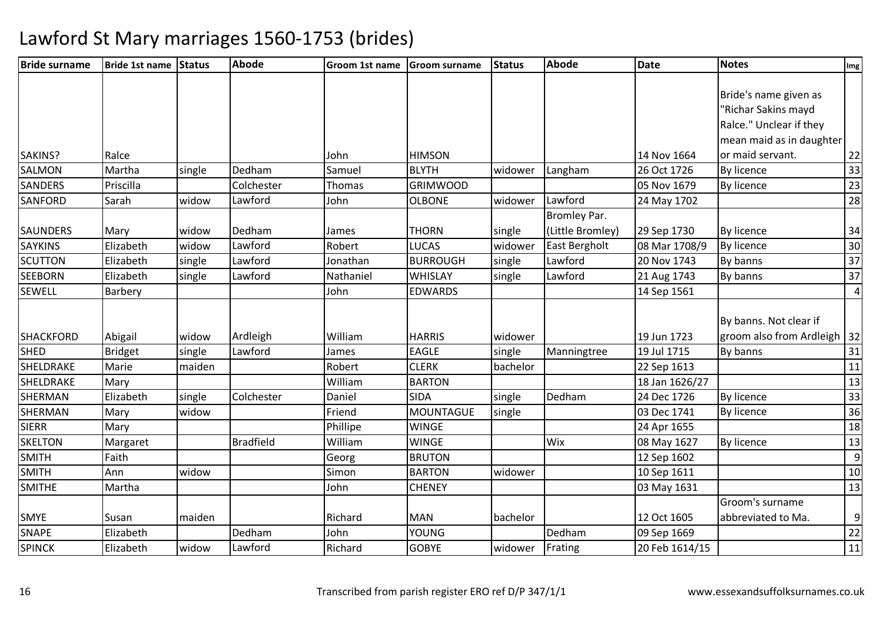# Lawford St Mary marriages 1560-1753 (brides)

| Bride surname | Bride 1st name | Status | Abode | Groom 1st name | Groom surname | Status | Abode | Date | Notes | Img |
|---|---|---|---|---|---|---|---|---|---|---|
| SAKINS? | Ralce | | | John | HIMSON | | | 14 Nov 1664 | Bride's name given as "Richar Sakins mayd Ralce." Unclear if they mean maid as in daughter or maid servant. | 22 |
| SALMON | Martha | single | Dedham | Samuel | BLYTH | widower | Langham | 26 Oct 1726 | By licence | 33 |
| SANDERS | Priscilla | | Colchester | Thomas | GRIMWOOD | | | 05 Nov 1679 | By licence | 23 |
| SANFORD | Sarah | widow | Lawford | John | OLBONE | widower | Lawford | 24 May 1702 | | 28 |
| SAUNDERS | Mary | widow | Dedham | James | THORN | single | Bromley Par. (Little Bromley) | 29 Sep 1730 | By licence | 34 |
| SAYKINS | Elizabeth | widow | Lawford | Robert | LUCAS | widower | East Bergholt | 08 Mar 1708/9 | By licence | 30 |
| SCUTTON | Elizabeth | single | Lawford | Jonathan | BURROUGH | single | Lawford | 20 Nov 1743 | By banns | 37 |
| SEEBORN | Elizabeth | single | Lawford | Nathaniel | WHISLAY | single | Lawford | 21 Aug 1743 | By banns | 37 |
| SEWELL | Barbery | | | John | EDWARDS | | | 14 Sep 1561 | | 4 |
| SHACKFORD | Abigail | widow | Ardleigh | William | HARRIS | widower | | 19 Jun 1723 | By banns. Not clear if groom also from Ardleigh | 32 |
| SHED | Bridget | single | Lawford | James | EAGLE | single | Manningtree | 19 Jul 1715 | By banns | 31 |
| SHELDRAKE | Marie | maiden | | Robert | CLERK | bachelor | | 22 Sep 1613 | | 11 |
| SHELDRAKE | Mary | | | William | BARTON | | | 18 Jan 1626/27 | | 13 |
| SHERMAN | Elizabeth | single | Colchester | Daniel | SIDA | single | Dedham | 24 Dec 1726 | By licence | 33 |
| SHERMAN | Mary | widow | | Friend | MOUNTAGUE | single | | 03 Dec 1741 | By licence | 36 |
| SIERR | Mary | | | Phillipe | WINGE | | | 24 Apr 1655 | | 18 |
| SKELTON | Margaret | | Bradfield | William | WINGE | | Wix | 08 May 1627 | By licence | 13 |
| SMITH | Faith | | | Georg | BRUTON | | | 12 Sep 1602 | | 9 |
| SMITH | Ann | widow | | Simon | BARTON | widower | | 10 Sep 1611 | | 10 |
| SMITHE | Martha | | | John | CHENEY | | | 03 May 1631 | | 13 |
| SMYE | Susan | maiden | | Richard | MAN | bachelor | | 12 Oct 1605 | Groom's surname abbreviated to Ma. | 9 |
| SNAPE | Elizabeth | | Dedham | John | YOUNG | | Dedham | 09 Sep 1669 | | 22 |
| SPINCK | Elizabeth | widow | Lawford | Richard | GOBYE | widower | Frating | 20 Feb 1614/15 | | 11 |

Transcribed from parish register ERO ref D/P 347/1/1

www.essexandsuffolksurnames.co.uk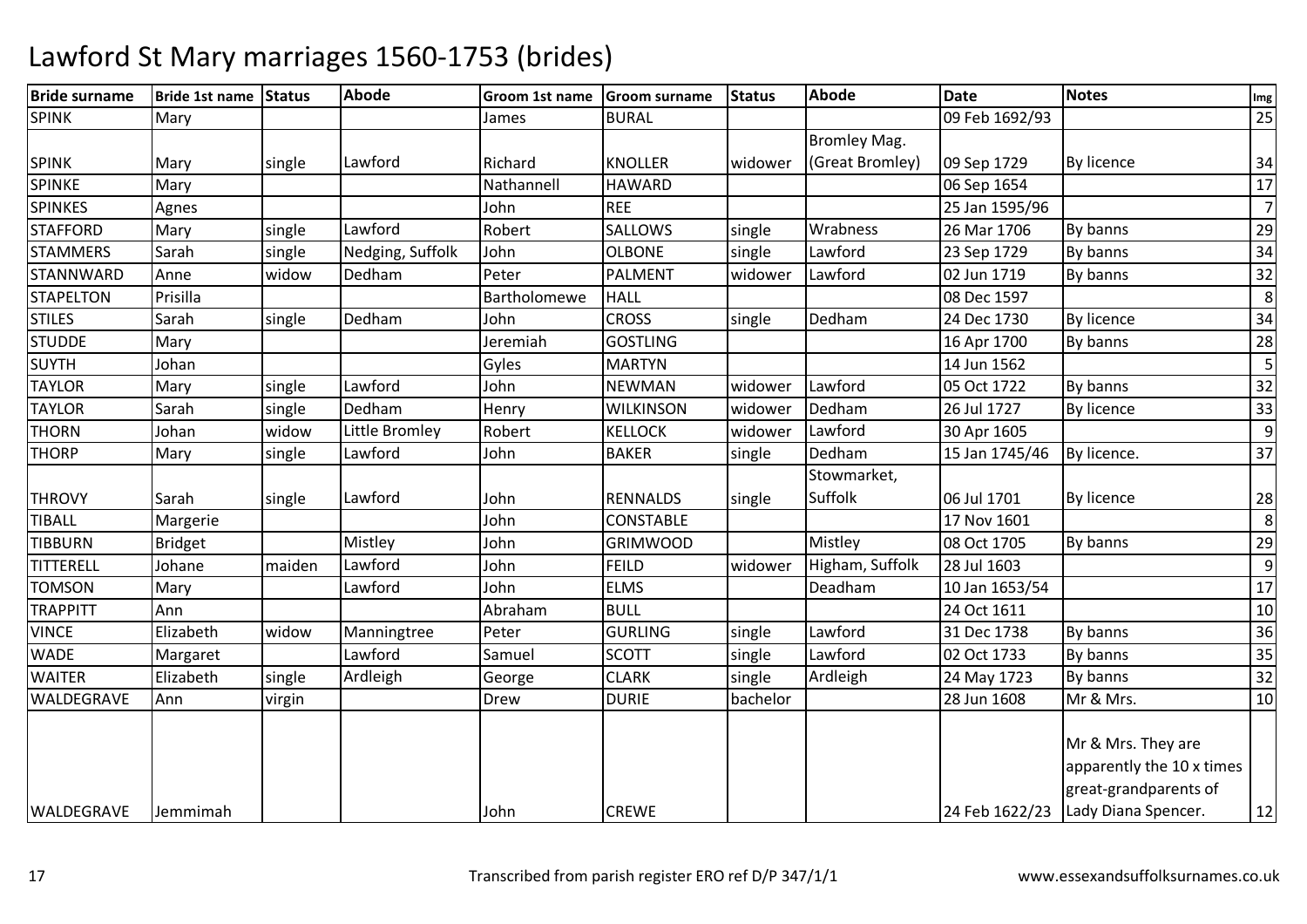# Lawford St Mary marriages 1560-1753 (brides)

| Bride surname | Bride 1st name | Status | Abode | Groom 1st name | Groom surname | Status | Abode | Date | Notes | Img |
|---|---|---|---|---|---|---|---|---|---|---|
| SPINK | Mary | | | James | BURAL | | | 09 Feb 1692/93 | | 25 |
| SPINK | Mary | single | Lawford | Richard | KNOLLER | widower | Bromley Mag. (Great Bromley) | 09 Sep 1729 | By licence | 34 |
| SPINKE | Mary | | | Nathannell | HAWARD | | | 06 Sep 1654 | | 17 |
| SPINKES | Agnes | | | John | REE | | | 25 Jan 1595/96 | | 7 |
| STAFFORD | Mary | single | Lawford | Robert | SALLOWS | single | Wrabness | 26 Mar 1706 | By banns | 29 |
| STAMMERS | Sarah | single | Nedging, Suffolk | John | OLBONE | single | Lawford | 23 Sep 1729 | By banns | 34 |
| STANNWARD | Anne | widow | Dedham | Peter | PALMENT | widower | Lawford | 02 Jun 1719 | By banns | 32 |
| STAPELTON | Prisilla | | | Bartholomewe | HALL | | | 08 Dec 1597 | | 8 |
| STILES | Sarah | single | Dedham | John | CROSS | single | Dedham | 24 Dec 1730 | By licence | 34 |
| STUDDE | Mary | | | Jeremiah | GOSTLING | | | 16 Apr 1700 | By banns | 28 |
| SUYTH | Johan | | | Gyles | MARTYN | | | 14 Jun 1562 | | 5 |
| TAYLOR | Mary | single | Lawford | John | NEWMAN | widower | Lawford | 05 Oct 1722 | By banns | 32 |
| TAYLOR | Sarah | single | Dedham | Henry | WILKINSON | widower | Dedham | 26 Jul 1727 | By licence | 33 |
| THORN | Johan | widow | Little Bromley | Robert | KELLOCK | widower | Lawford | 30 Apr 1605 | | 9 |
| THORP | Mary | single | Lawford | John | BAKER | single | Dedham | 15 Jan 1745/46 | By licence. | 37 |
| THROVY | Sarah | single | Lawford | John | RENNALDS | single | Stowmarket, Suffolk | 06 Jul 1701 | By licence | 28 |
| TIBALL | Margerie | | | John | CONSTABLE | | | 17 Nov 1601 | | 8 |
| TIBBURN | Bridget | | Mistley | John | GRIMWOOD | | Mistley | 08 Oct 1705 | By banns | 29 |
| TITTERELL | Johane | maiden | Lawford | John | FEILD | widower | Higham, Suffolk | 28 Jul 1603 | | 9 |
| TOMSON | Mary | | Lawford | John | ELMS | | Deadham | 10 Jan 1653/54 | | 17 |
| TRAPPITT | Ann | | | Abraham | BULL | | | 24 Oct 1611 | | 10 |
| VINCE | Elizabeth | widow | Manningtree | Peter | GURLING | single | Lawford | 31 Dec 1738 | By banns | 36 |
| WADE | Margaret | | Lawford | Samuel | SCOTT | single | Lawford | 02 Oct 1733 | By banns | 35 |
| WAITER | Elizabeth | single | Ardleigh | George | CLARK | single | Ardleigh | 24 May 1723 | By banns | 32 |
| WALDEGRAVE | Ann | virgin | | Drew | DURIE | bachelor | | 28 Jun 1608 | Mr & Mrs. | 10 |
| WALDEGRAVE | Jemmimah | | | John | CREWE | | | 24 Feb 1622/23 | Mr & Mrs. They are apparently the 10 x times great-grandparents of Lady Diana Spencer. | 12 |

Transcribed from parish register ERO ref D/P 347/1/1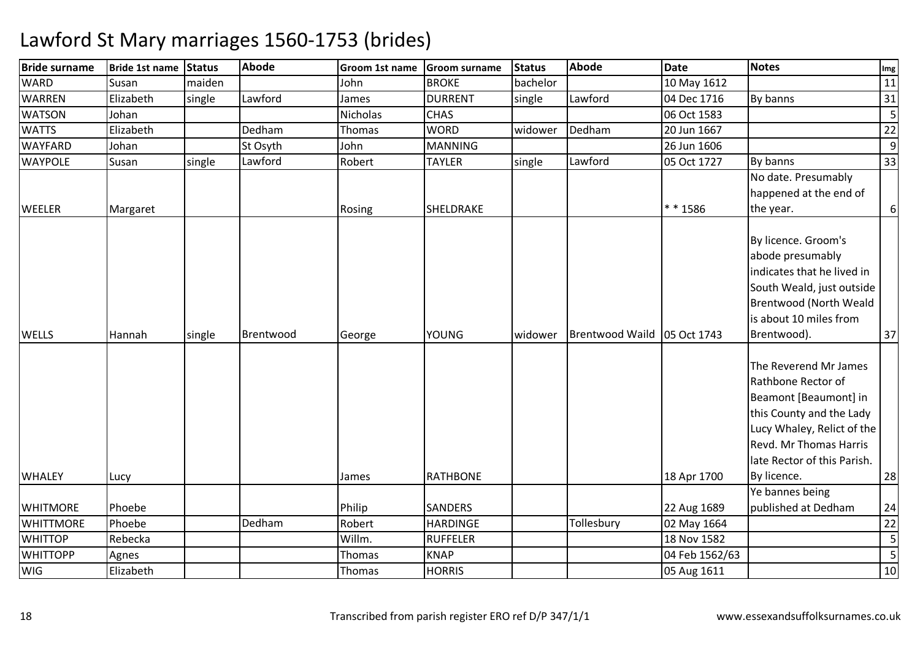# Lawford St Mary marriages 1560-1753 (brides)

| Bride surname | Bride 1st name | Status | Abode | Groom 1st name | Groom surname | Status | Abode | Date | Notes | Img |
|---|---|---|---|---|---|---|---|---|---|---|
| WARD | Susan | maiden | | John | BROKE | bachelor | | 10 May 1612 | | 11 |
| WARREN | Elizabeth | single | Lawford | James | DURRENT | single | Lawford | 04 Dec 1716 | By banns | 31 |
| WATSON | Johan | | | Nicholas | CHAS | | | 06 Oct 1583 | | 5 |
| WATTS | Elizabeth | | Dedham | Thomas | WORD | widower | Dedham | 20 Jun 1667 | | 22 |
| WAYFARD | Johan | | St Osyth | John | MANNING | | | 26 Jun 1606 | | 9 |
| WAYPOLE | Susan | single | Lawford | Robert | TAYLER | single | Lawford | 05 Oct 1727 | By banns | 33 |
| WEELER | Margaret | | | Rosing | SHELDRAKE | | | * * 1586 | No date. Presumably happened at the end of the year. | 6 |
| WELLS | Hannah | single | Brentwood | George | YOUNG | widower | Brentwood Waild | 05 Oct 1743 | By licence. Groom's abode presumably indicates that he lived in South Weald, just outside Brentwood (North Weald is about 10 miles from Brentwood). | 37 |
| WHALEY | Lucy | | | James | RATHBONE | | | 18 Apr 1700 | The Reverend Mr James Rathbone Rector of Beamont [Beaumont] in this County and the Lady Lucy Whaley, Relict of the Revd. Mr Thomas Harris late Rector of this Parish. By licence. | 28 |
| WHITMORE | Phoebe | | | Philip | SANDERS | | | 22 Aug 1689 | Ye bannes being published at Dedham | 24 |
| WHITTMORE | Phoebe | | Dedham | Robert | HARDINGE | | Tollesbury | 02 May 1664 | | 22 |
| WHITTOP | Rebecka | | | Willm. | RUFFELER | | | 18 Nov 1582 | | 5 |
| WHITTOPP | Agnes | | | Thomas | KNAP | | | 04 Feb 1562/63 | | 5 |
| WIG | Elizabeth | | | Thomas | HORRIS | | | 05 Aug 1611 | | 10 |

Transcribed from parish register ERO ref D/P 347/1/1

www.essexandsuffolksurnames.co.uk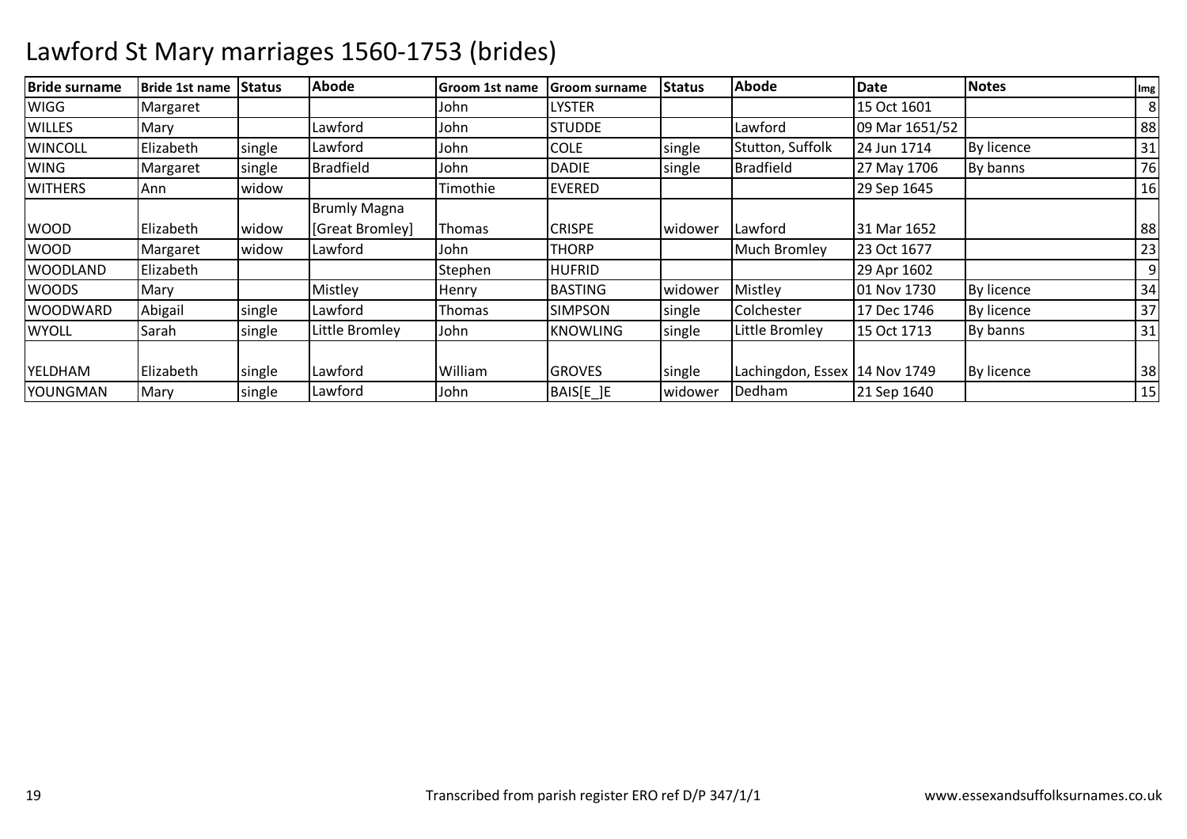# Lawford St Mary marriages 1560-1753 (brides)

| Bride surname | Bride 1st name | Status | Abode | Groom 1st name | Groom surname | Status | Abode | Date | Notes | Img |
|---|---|---|---|---|---|---|---|---|---|---|
| WIGG | Margaret | | | John | LYSTER | | | 15 Oct 1601 | | 8 |
| WILLES | Mary | | Lawford | John | STUDDE | | Lawford | 09 Mar 1651/52 | | 88 |
| WINCOLL | Elizabeth | single | Lawford | John | COLE | single | Stutton, Suffolk | 24 Jun 1714 | By licence | 31 |
| WING | Margaret | single | Bradfield | John | DADIE | single | Bradfield | 27 May 1706 | By banns | 76 |
| WITHERS | Ann | widow | | Timothie | EVERED | | | 29 Sep 1645 | | 16 |
| WOOD | Elizabeth | widow | Brumly Magna [Great Bromley] | Thomas | CRISPE | widower | Lawford | 31 Mar 1652 | | 88 |
| WOOD | Margaret | widow | Lawford | John | THORP | | Much Bromley | 23 Oct 1677 | | 23 |
| WOODLAND | Elizabeth | | | Stephen | HUFRID | | | 29 Apr 1602 | | 9 |
| WOODS | Mary | | Mistley | Henry | BASTING | widower | Mistley | 01 Nov 1730 | By licence | 34 |
| WOODWARD | Abigail | single | Lawford | Thomas | SIMPSON | single | Colchester | 17 Dec 1746 | By licence | 37 |
| WYOLL | Sarah | single | Little Bromley | John | KNOWLING | single | Little Bromley | 15 Oct 1713 | By banns | 31 |
| YELDHAM | Elizabeth | single | Lawford | William | GROVES | single | Lachingdon, Essex | 14 Nov 1749 | By licence | 38 |
| YOUNGMAN | Mary | single | Lawford | John | BAIS[E_]E | widower | Dedham | 21 Sep 1640 | | 15 |

Transcribed from parish register ERO ref D/P 347/1/1

www.essexandsuffolksurnames.co.uk